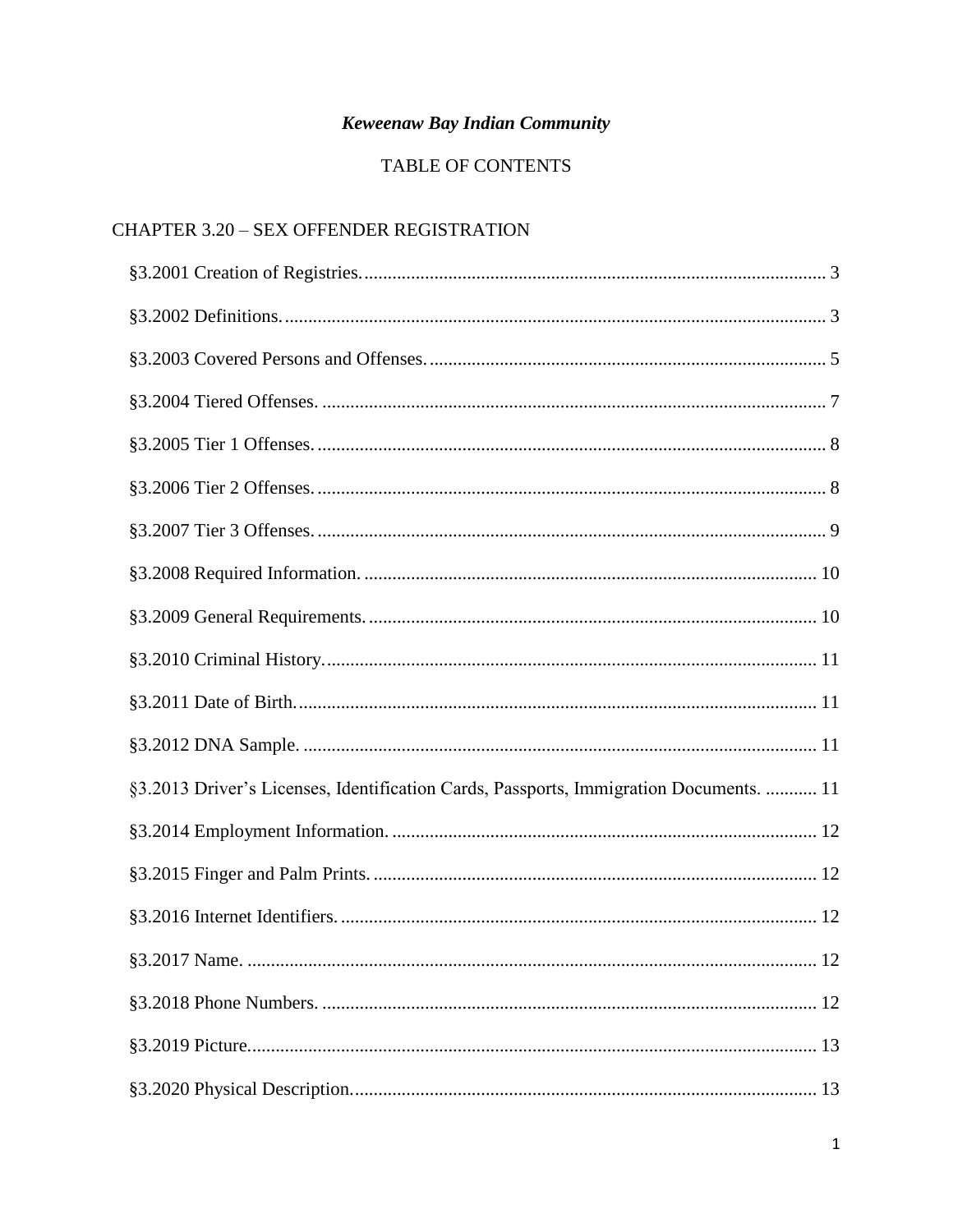***Keweenaw Bay Indian Community***

TABLE OF CONTENTS

## CHAPTER 3.20 – SEX OFFENDER REGISTRATION

§3.2001 Creation of Registries. .......... 3

§3.2002 Definitions. .......... 3

§3.2003 Covered Persons and Offenses. .......... 5

§3.2004 Tiered Offenses. .......... 7

§3.2005 Tier 1 Offenses. .......... 8

§3.2006 Tier 2 Offenses. .......... 8

§3.2007 Tier 3 Offenses. .......... 9

§3.2008 Required Information. .......... 10

§3.2009 General Requirements. .......... 10

§3.2010 Criminal History. .......... 11

§3.2011 Date of Birth. .......... 11

§3.2012 DNA Sample. .......... 11

§3.2013 Driver's Licenses, Identification Cards, Passports, Immigration Documents. .......... 11

§3.2014 Employment Information. .......... 12

§3.2015 Finger and Palm Prints. .......... 12

§3.2016 Internet Identifiers. .......... 12

§3.2017 Name. .......... 12

§3.2018 Phone Numbers. .......... 12

§3.2019 Picture. .......... 13

§3.2020 Physical Description. .......... 13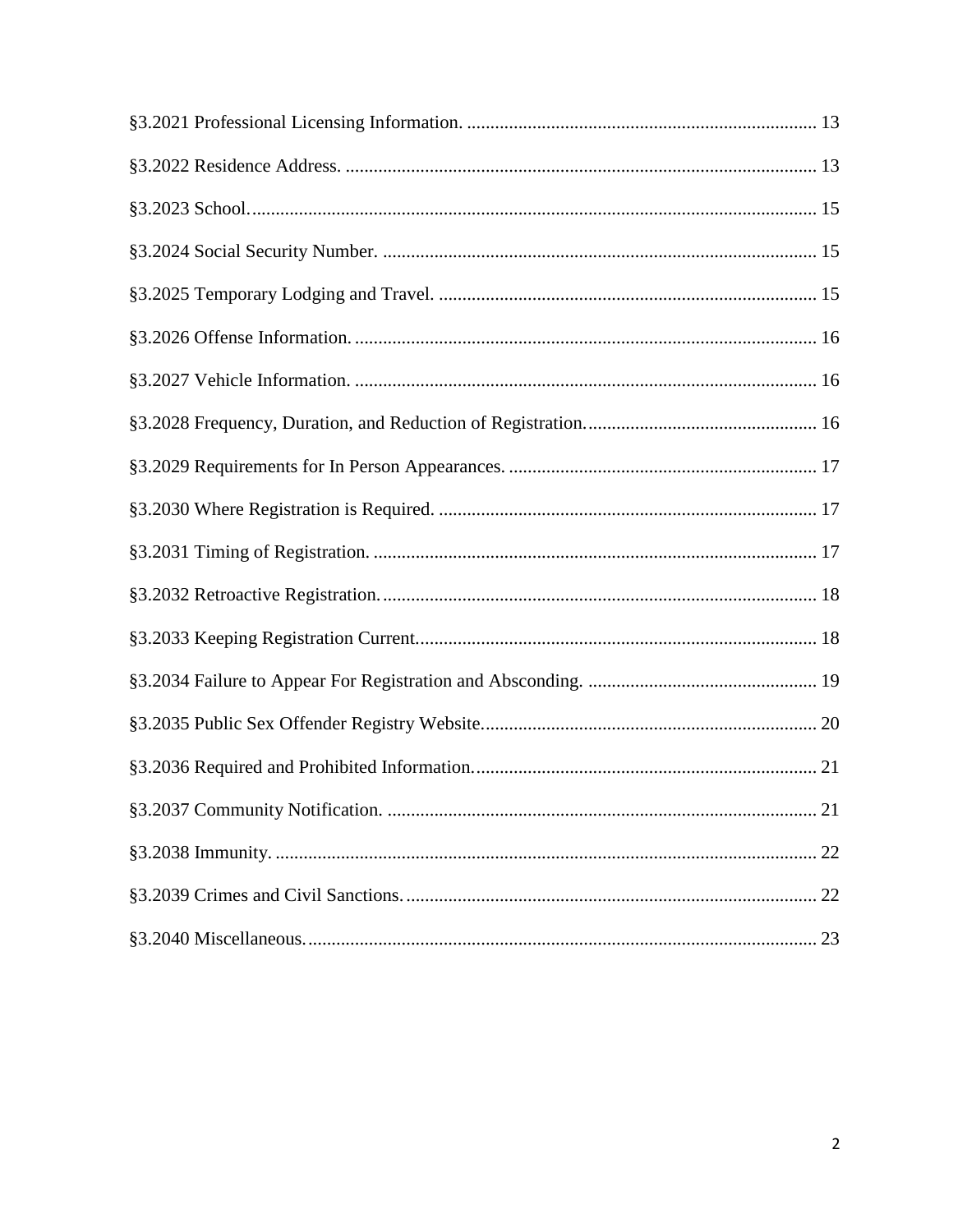§3.2021 Professional Licensing Information. .......... 13

§3.2022 Residence Address. .......... 13

§3.2023 School. .......... 15

§3.2024 Social Security Number. .......... 15

§3.2025 Temporary Lodging and Travel. .......... 15

§3.2026 Offense Information. .......... 16

§3.2027 Vehicle Information. .......... 16

§3.2028 Frequency, Duration, and Reduction of Registration. .......... 16

§3.2029 Requirements for In Person Appearances. .......... 17

§3.2030 Where Registration is Required. .......... 17

§3.2031 Timing of Registration. .......... 17

§3.2032 Retroactive Registration. .......... 18

§3.2033 Keeping Registration Current. .......... 18

§3.2034 Failure to Appear For Registration and Absconding. .......... 19

§3.2035 Public Sex Offender Registry Website. .......... 20

§3.2036 Required and Prohibited Information. .......... 21

§3.2037 Community Notification. .......... 21

§3.2038 Immunity. .......... 22

§3.2039 Crimes and Civil Sanctions. .......... 22

§3.2040 Miscellaneous. .......... 23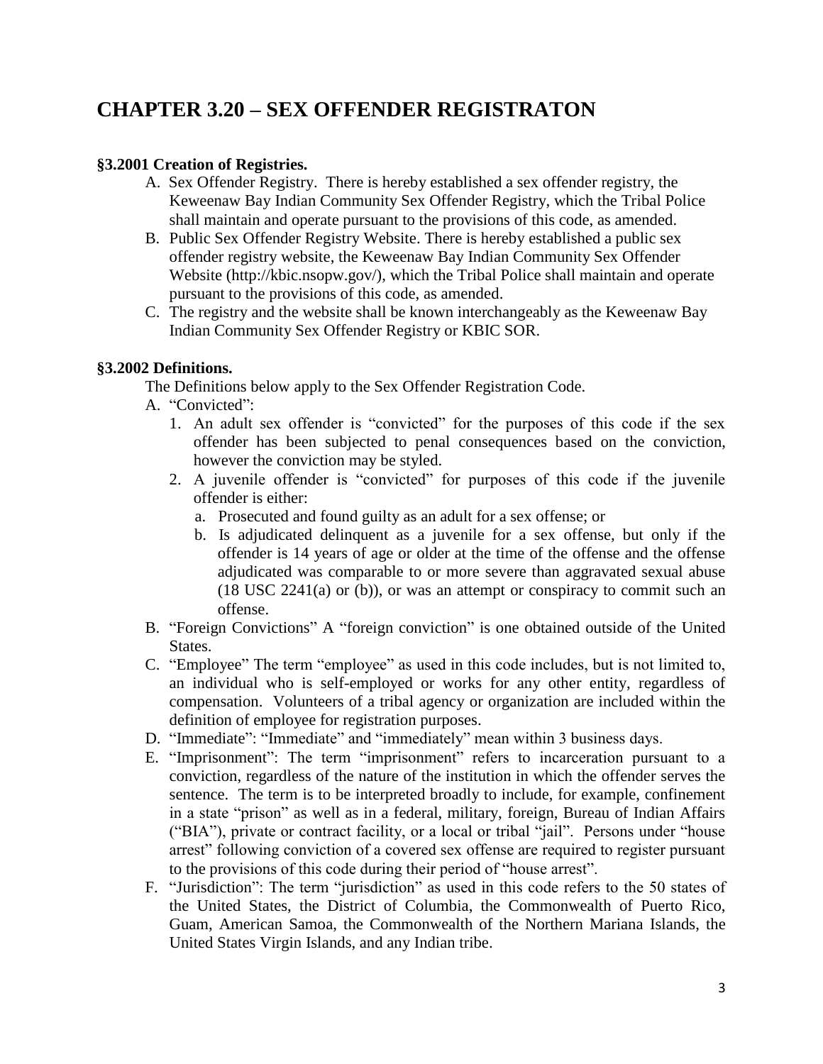# CHAPTER 3.20 – SEX OFFENDER REGISTRATON

**§3.2001 Creation of Registries.**

A. Sex Offender Registry. There is hereby established a sex offender registry, the Keweenaw Bay Indian Community Sex Offender Registry, which the Tribal Police shall maintain and operate pursuant to the provisions of this code, as amended.

B. Public Sex Offender Registry Website. There is hereby established a public sex offender registry website, the Keweenaw Bay Indian Community Sex Offender Website (http://kbic.nsopw.gov/), which the Tribal Police shall maintain and operate pursuant to the provisions of this code, as amended.

C. The registry and the website shall be known interchangeably as the Keweenaw Bay Indian Community Sex Offender Registry or KBIC SOR.

**§3.2002 Definitions.**

The Definitions below apply to the Sex Offender Registration Code.

A. "Convicted":

1. An adult sex offender is "convicted" for the purposes of this code if the sex offender has been subjected to penal consequences based on the conviction, however the conviction may be styled.
2. A juvenile offender is "convicted" for purposes of this code if the juvenile offender is either:
   a. Prosecuted and found guilty as an adult for a sex offense; or
   b. Is adjudicated delinquent as a juvenile for a sex offense, but only if the offender is 14 years of age or older at the time of the offense and the offense adjudicated was comparable to or more severe than aggravated sexual abuse (18 USC 2241(a) or (b)), or was an attempt or conspiracy to commit such an offense.

B. "Foreign Convictions" A "foreign conviction" is one obtained outside of the United States.

C. "Employee" The term "employee" as used in this code includes, but is not limited to, an individual who is self-employed or works for any other entity, regardless of compensation. Volunteers of a tribal agency or organization are included within the definition of employee for registration purposes.

D. "Immediate": "Immediate" and "immediately" mean within 3 business days.

E. "Imprisonment": The term "imprisonment" refers to incarceration pursuant to a conviction, regardless of the nature of the institution in which the offender serves the sentence. The term is to be interpreted broadly to include, for example, confinement in a state "prison" as well as in a federal, military, foreign, Bureau of Indian Affairs ("BIA"), private or contract facility, or a local or tribal "jail". Persons under "house arrest" following conviction of a covered sex offense are required to register pursuant to the provisions of this code during their period of "house arrest".

F. "Jurisdiction": The term "jurisdiction" as used in this code refers to the 50 states of the United States, the District of Columbia, the Commonwealth of Puerto Rico, Guam, American Samoa, the Commonwealth of the Northern Mariana Islands, the United States Virgin Islands, and any Indian tribe.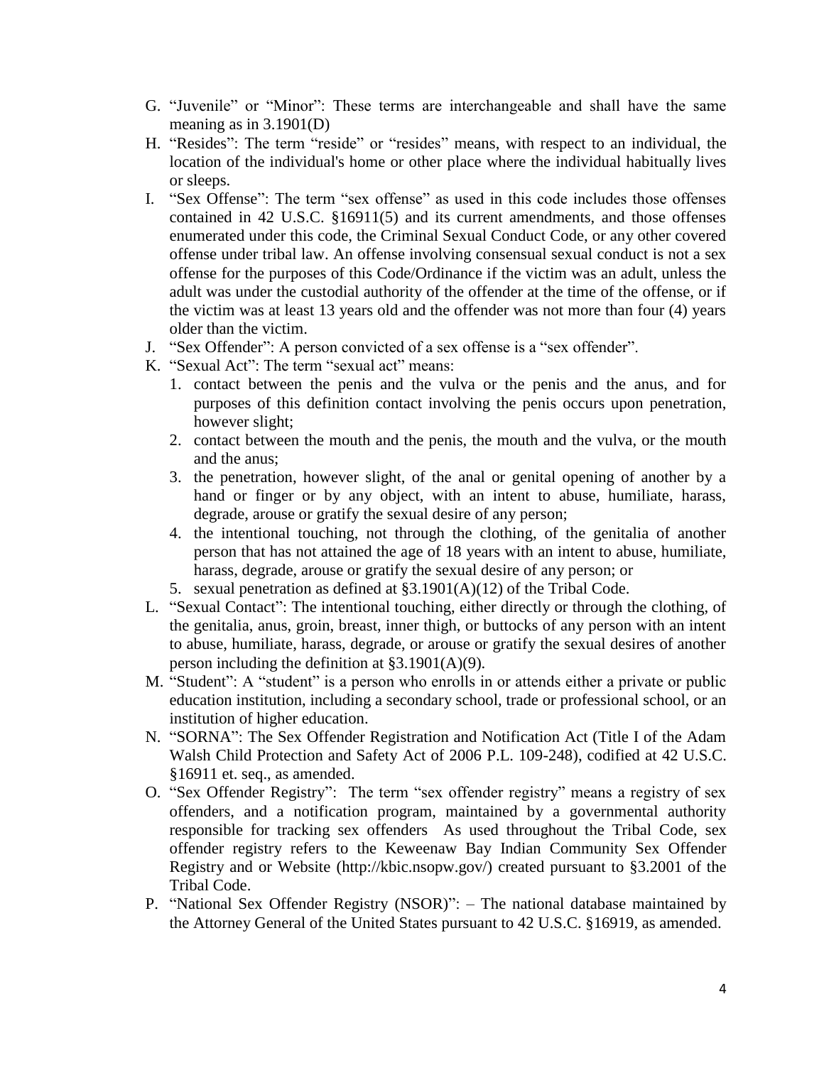G. “Juvenile” or “Minor”: These terms are interchangeable and shall have the same meaning as in 3.1901(D)

H. “Resides”: The term “reside” or “resides” means, with respect to an individual, the location of the individual's home or other place where the individual habitually lives or sleeps.

I. “Sex Offense”: The term “sex offense” as used in this code includes those offenses contained in 42 U.S.C. §16911(5) and its current amendments, and those offenses enumerated under this code, the Criminal Sexual Conduct Code, or any other covered offense under tribal law. An offense involving consensual sexual conduct is not a sex offense for the purposes of this Code/Ordinance if the victim was an adult, unless the adult was under the custodial authority of the offender at the time of the offense, or if the victim was at least 13 years old and the offender was not more than four (4) years older than the victim.

J. “Sex Offender”: A person convicted of a sex offense is a “sex offender”.

K. “Sexual Act”: The term “sexual act” means:
   1. contact between the penis and the vulva or the penis and the anus, and for purposes of this definition contact involving the penis occurs upon penetration, however slight;
   2. contact between the mouth and the penis, the mouth and the vulva, or the mouth and the anus;
   3. the penetration, however slight, of the anal or genital opening of another by a hand or finger or by any object, with an intent to abuse, humiliate, harass, degrade, arouse or gratify the sexual desire of any person;
   4. the intentional touching, not through the clothing, of the genitalia of another person that has not attained the age of 18 years with an intent to abuse, humiliate, harass, degrade, arouse or gratify the sexual desire of any person; or
   5. sexual penetration as defined at §3.1901(A)(12) of the Tribal Code.

L. “Sexual Contact”: The intentional touching, either directly or through the clothing, of the genitalia, anus, groin, breast, inner thigh, or buttocks of any person with an intent to abuse, humiliate, harass, degrade, or arouse or gratify the sexual desires of another person including the definition at §3.1901(A)(9).

M. “Student”: A “student” is a person who enrolls in or attends either a private or public education institution, including a secondary school, trade or professional school, or an institution of higher education.

N. “SORNA”: The Sex Offender Registration and Notification Act (Title I of the Adam Walsh Child Protection and Safety Act of 2006 P.L. 109-248), codified at 42 U.S.C. §16911 et. seq., as amended.

O. “Sex Offender Registry”: The term “sex offender registry” means a registry of sex offenders, and a notification program, maintained by a governmental authority responsible for tracking sex offenders As used throughout the Tribal Code, sex offender registry refers to the Keweenaw Bay Indian Community Sex Offender Registry and or Website (http://kbic.nsopw.gov/) created pursuant to §3.2001 of the Tribal Code.

P. “National Sex Offender Registry (NSOR)”: – The national database maintained by the Attorney General of the United States pursuant to 42 U.S.C. §16919, as amended.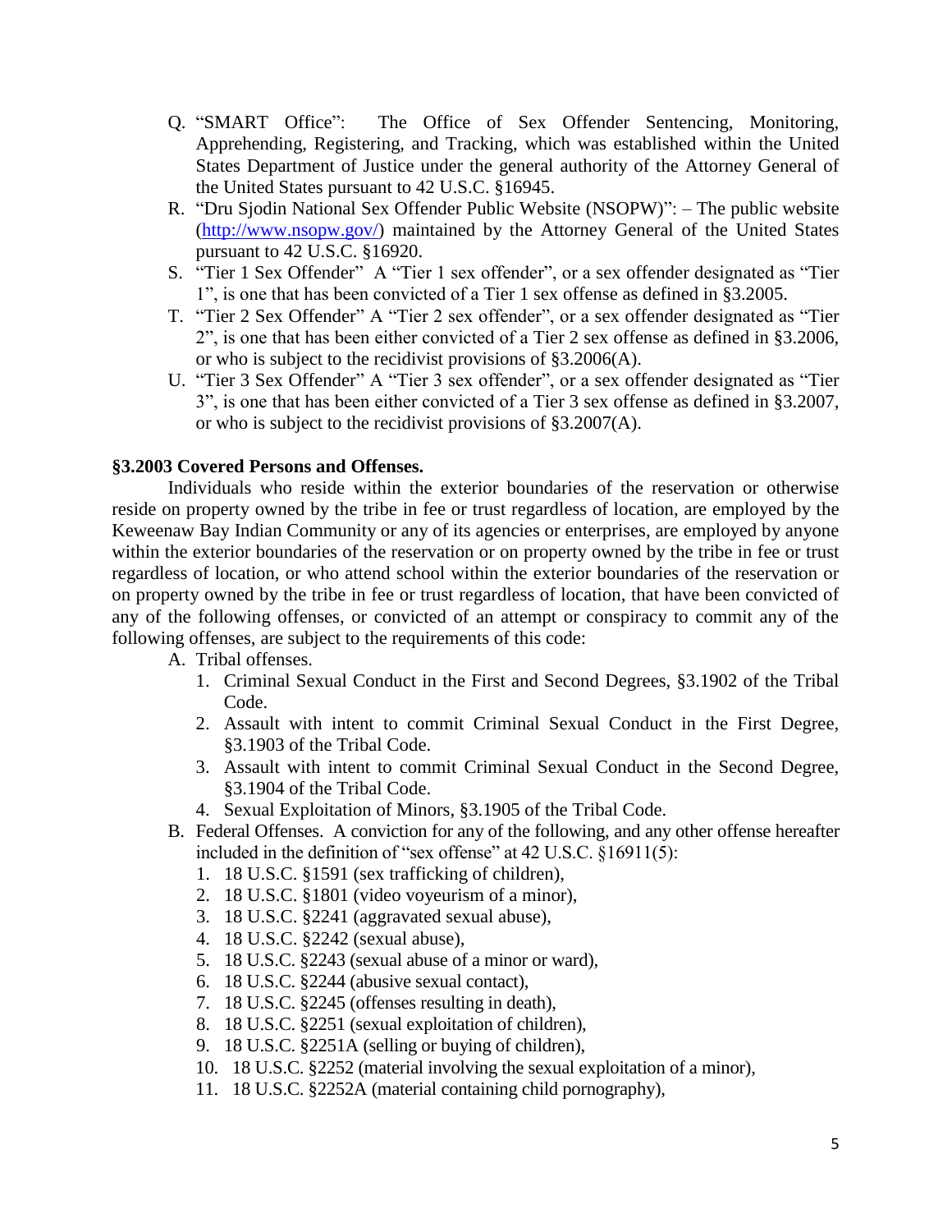Q. "SMART Office": The Office of Sex Offender Sentencing, Monitoring, Apprehending, Registering, and Tracking, which was established within the United States Department of Justice under the general authority of the Attorney General of the United States pursuant to 42 U.S.C. §16945.

R. "Dru Sjodin National Sex Offender Public Website (NSOPW)": – The public website (http://www.nsopw.gov/) maintained by the Attorney General of the United States pursuant to 42 U.S.C. §16920.

S. "Tier 1 Sex Offender" A "Tier 1 sex offender", or a sex offender designated as "Tier 1", is one that has been convicted of a Tier 1 sex offense as defined in §3.2005.

T. "Tier 2 Sex Offender" A "Tier 2 sex offender", or a sex offender designated as "Tier 2", is one that has been either convicted of a Tier 2 sex offense as defined in §3.2006, or who is subject to the recidivist provisions of §3.2006(A).

U. "Tier 3 Sex Offender" A "Tier 3 sex offender", or a sex offender designated as "Tier 3", is one that has been either convicted of a Tier 3 sex offense as defined in §3.2007, or who is subject to the recidivist provisions of §3.2007(A).

**§3.2003 Covered Persons and Offenses.**

Individuals who reside within the exterior boundaries of the reservation or otherwise reside on property owned by the tribe in fee or trust regardless of location, are employed by the Keweenaw Bay Indian Community or any of its agencies or enterprises, are employed by anyone within the exterior boundaries of the reservation or on property owned by the tribe in fee or trust regardless of location, or who attend school within the exterior boundaries of the reservation or on property owned by the tribe in fee or trust regardless of location, that have been convicted of any of the following offenses, or convicted of an attempt or conspiracy to commit any of the following offenses, are subject to the requirements of this code:

A. Tribal offenses.
   1. Criminal Sexual Conduct in the First and Second Degrees, §3.1902 of the Tribal Code.
   2. Assault with intent to commit Criminal Sexual Conduct in the First Degree, §3.1903 of the Tribal Code.
   3. Assault with intent to commit Criminal Sexual Conduct in the Second Degree, §3.1904 of the Tribal Code.
   4. Sexual Exploitation of Minors, §3.1905 of the Tribal Code.

B. Federal Offenses. A conviction for any of the following, and any other offense hereafter included in the definition of "sex offense" at 42 U.S.C. §16911(5):
   1. 18 U.S.C. §1591 (sex trafficking of children),
   2. 18 U.S.C. §1801 (video voyeurism of a minor),
   3. 18 U.S.C. §2241 (aggravated sexual abuse),
   4. 18 U.S.C. §2242 (sexual abuse),
   5. 18 U.S.C. §2243 (sexual abuse of a minor or ward),
   6. 18 U.S.C. §2244 (abusive sexual contact),
   7. 18 U.S.C. §2245 (offenses resulting in death),
   8. 18 U.S.C. §2251 (sexual exploitation of children),
   9. 18 U.S.C. §2251A (selling or buying of children),
   10. 18 U.S.C. §2252 (material involving the sexual exploitation of a minor),
   11. 18 U.S.C. §2252A (material containing child pornography),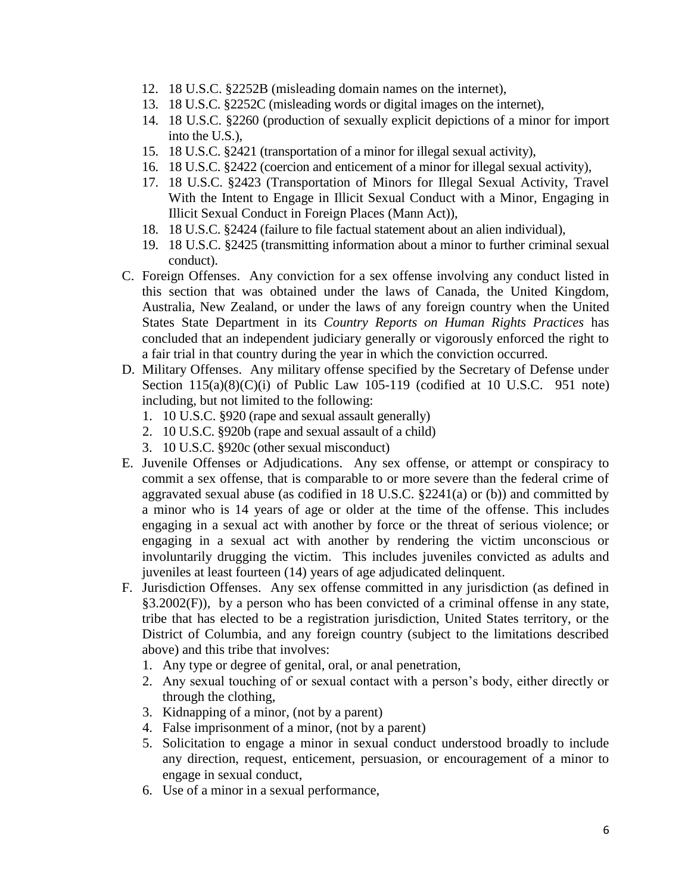12. 18 U.S.C. §2252B (misleading domain names on the internet),
13. 18 U.S.C. §2252C (misleading words or digital images on the internet),
14. 18 U.S.C. §2260 (production of sexually explicit depictions of a minor for import into the U.S.),
15. 18 U.S.C. §2421 (transportation of a minor for illegal sexual activity),
16. 18 U.S.C. §2422 (coercion and enticement of a minor for illegal sexual activity),
17. 18 U.S.C. §2423 (Transportation of Minors for Illegal Sexual Activity, Travel With the Intent to Engage in Illicit Sexual Conduct with a Minor, Engaging in Illicit Sexual Conduct in Foreign Places (Mann Act)),
18. 18 U.S.C. §2424 (failure to file factual statement about an alien individual),
19. 18 U.S.C. §2425 (transmitting information about a minor to further criminal sexual conduct).

C. Foreign Offenses. Any conviction for a sex offense involving any conduct listed in this section that was obtained under the laws of Canada, the United Kingdom, Australia, New Zealand, or under the laws of any foreign country when the United States State Department in its *Country Reports on Human Rights Practices* has concluded that an independent judiciary generally or vigorously enforced the right to a fair trial in that country during the year in which the conviction occurred.

D. Military Offenses. Any military offense specified by the Secretary of Defense under Section 115(a)(8)(C)(i) of Public Law 105-119 (codified at 10 U.S.C. 951 note) including, but not limited to the following:
   1. 10 U.S.C. §920 (rape and sexual assault generally)
   2. 10 U.S.C. §920b (rape and sexual assault of a child)
   3. 10 U.S.C. §920c (other sexual misconduct)

E. Juvenile Offenses or Adjudications. Any sex offense, or attempt or conspiracy to commit a sex offense, that is comparable to or more severe than the federal crime of aggravated sexual abuse (as codified in 18 U.S.C. §2241(a) or (b)) and committed by a minor who is 14 years of age or older at the time of the offense. This includes engaging in a sexual act with another by force or the threat of serious violence; or engaging in a sexual act with another by rendering the victim unconscious or involuntarily drugging the victim. This includes juveniles convicted as adults and juveniles at least fourteen (14) years of age adjudicated delinquent.

F. Jurisdiction Offenses. Any sex offense committed in any jurisdiction (as defined in §3.2002(F)), by a person who has been convicted of a criminal offense in any state, tribe that has elected to be a registration jurisdiction, United States territory, or the District of Columbia, and any foreign country (subject to the limitations described above) and this tribe that involves:
   1. Any type or degree of genital, oral, or anal penetration,
   2. Any sexual touching of or sexual contact with a person's body, either directly or through the clothing,
   3. Kidnapping of a minor, (not by a parent)
   4. False imprisonment of a minor, (not by a parent)
   5. Solicitation to engage a minor in sexual conduct understood broadly to include any direction, request, enticement, persuasion, or encouragement of a minor to engage in sexual conduct,
   6. Use of a minor in a sexual performance,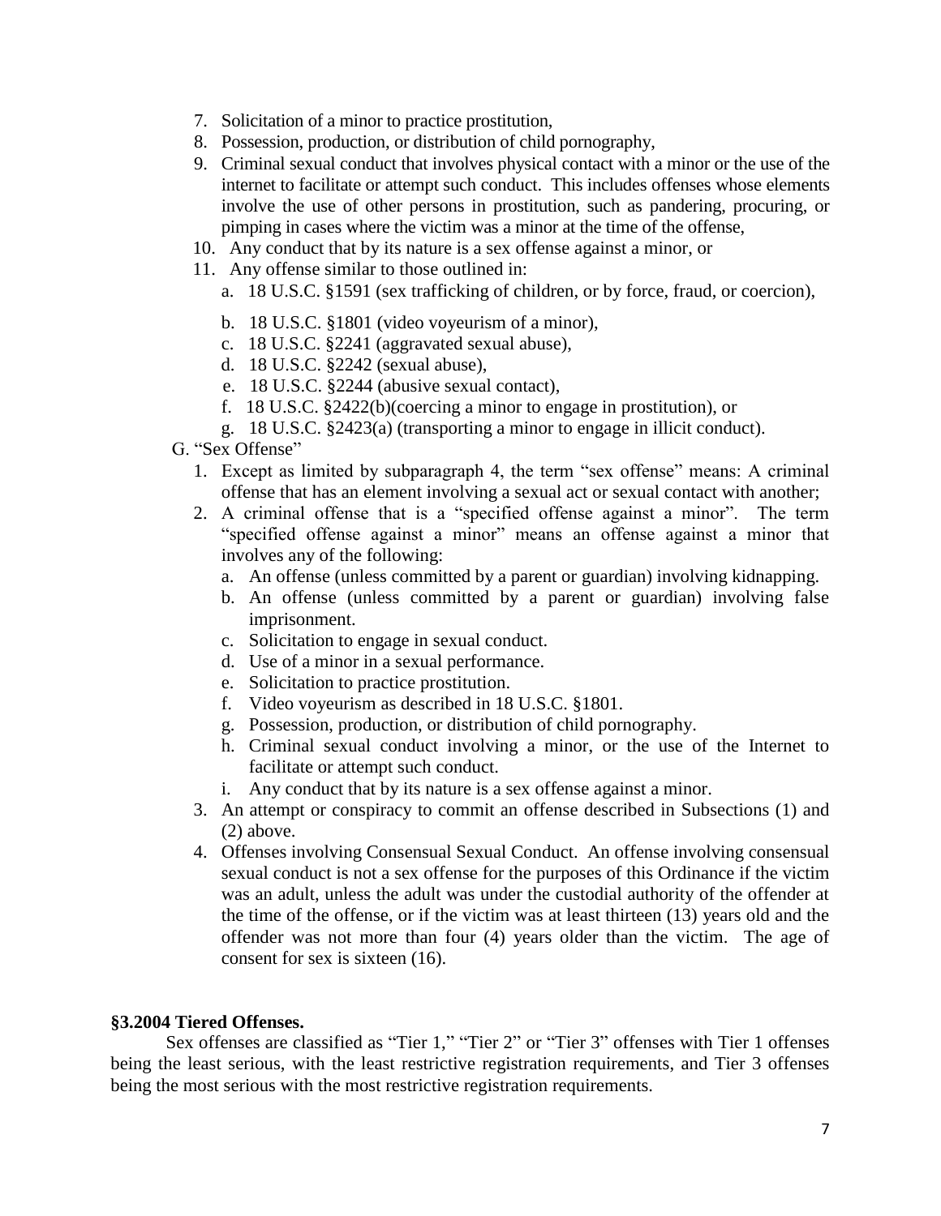7. Solicitation of a minor to practice prostitution,
8. Possession, production, or distribution of child pornography,
9. Criminal sexual conduct that involves physical contact with a minor or the use of the internet to facilitate or attempt such conduct. This includes offenses whose elements involve the use of other persons in prostitution, such as pandering, procuring, or pimping in cases where the victim was a minor at the time of the offense,
10. Any conduct that by its nature is a sex offense against a minor, or
11. Any offense similar to those outlined in:
    a. 18 U.S.C. §1591 (sex trafficking of children, or by force, fraud, or coercion),
    b. 18 U.S.C. §1801 (video voyeurism of a minor),
    c. 18 U.S.C. §2241 (aggravated sexual abuse),
    d. 18 U.S.C. §2242 (sexual abuse),
    e. 18 U.S.C. §2244 (abusive sexual contact),
    f. 18 U.S.C. §2422(b)(coercing a minor to engage in prostitution), or
    g. 18 U.S.C. §2423(a) (transporting a minor to engage in illicit conduct).

G. "Sex Offense"

1. Except as limited by subparagraph 4, the term "sex offense" means: A criminal offense that has an element involving a sexual act or sexual contact with another;
2. A criminal offense that is a "specified offense against a minor". The term "specified offense against a minor" means an offense against a minor that involves any of the following:
    a. An offense (unless committed by a parent or guardian) involving kidnapping.
    b. An offense (unless committed by a parent or guardian) involving false imprisonment.
    c. Solicitation to engage in sexual conduct.
    d. Use of a minor in a sexual performance.
    e. Solicitation to practice prostitution.
    f. Video voyeurism as described in 18 U.S.C. §1801.
    g. Possession, production, or distribution of child pornography.
    h. Criminal sexual conduct involving a minor, or the use of the Internet to facilitate or attempt such conduct.
    i. Any conduct that by its nature is a sex offense against a minor.
3. An attempt or conspiracy to commit an offense described in Subsections (1) and (2) above.
4. Offenses involving Consensual Sexual Conduct. An offense involving consensual sexual conduct is not a sex offense for the purposes of this Ordinance if the victim was an adult, unless the adult was under the custodial authority of the offender at the time of the offense, or if the victim was at least thirteen (13) years old and the offender was not more than four (4) years older than the victim. The age of consent for sex is sixteen (16).

**§3.2004 Tiered Offenses.**

Sex offenses are classified as "Tier 1," "Tier 2" or "Tier 3" offenses with Tier 1 offenses being the least serious, with the least restrictive registration requirements, and Tier 3 offenses being the most serious with the most restrictive registration requirements.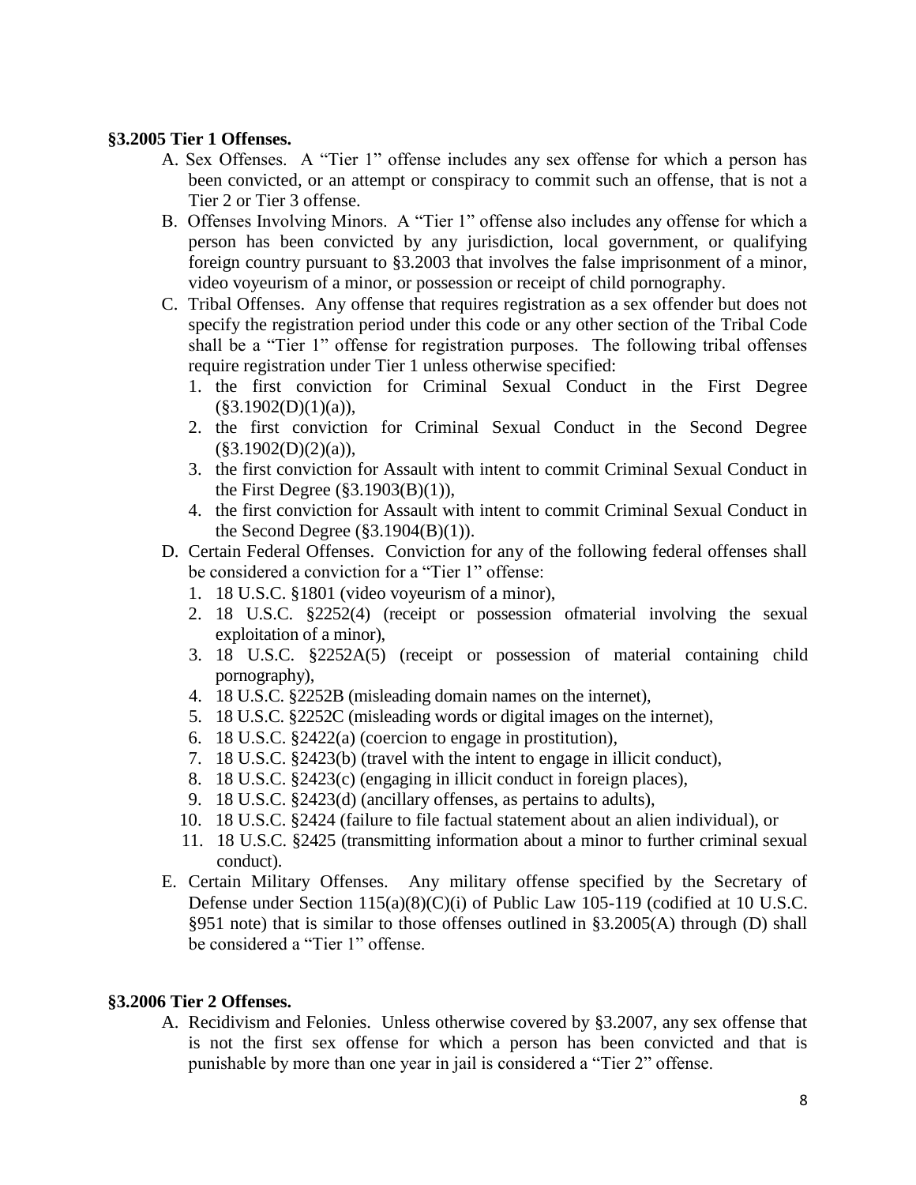**§3.2005 Tier 1 Offenses.**

A. Sex Offenses. A "Tier 1" offense includes any sex offense for which a person has been convicted, or an attempt or conspiracy to commit such an offense, that is not a Tier 2 or Tier 3 offense.

B. Offenses Involving Minors. A "Tier 1" offense also includes any offense for which a person has been convicted by any jurisdiction, local government, or qualifying foreign country pursuant to §3.2003 that involves the false imprisonment of a minor, video voyeurism of a minor, or possession or receipt of child pornography.

C. Tribal Offenses. Any offense that requires registration as a sex offender but does not specify the registration period under this code or any other section of the Tribal Code shall be a "Tier 1" offense for registration purposes. The following tribal offenses require registration under Tier 1 unless otherwise specified:
   1. the first conviction for Criminal Sexual Conduct in the First Degree (§3.1902(D)(1)(a)),
   2. the first conviction for Criminal Sexual Conduct in the Second Degree (§3.1902(D)(2)(a)),
   3. the first conviction for Assault with intent to commit Criminal Sexual Conduct in the First Degree (§3.1903(B)(1)),
   4. the first conviction for Assault with intent to commit Criminal Sexual Conduct in the Second Degree (§3.1904(B)(1)).

D. Certain Federal Offenses. Conviction for any of the following federal offenses shall be considered a conviction for a "Tier 1" offense:
   1. 18 U.S.C. §1801 (video voyeurism of a minor),
   2. 18 U.S.C. §2252(4) (receipt or possession ofmaterial involving the sexual exploitation of a minor),
   3. 18 U.S.C. §2252A(5) (receipt or possession of material containing child pornography),
   4. 18 U.S.C. §2252B (misleading domain names on the internet),
   5. 18 U.S.C. §2252C (misleading words or digital images on the internet),
   6. 18 U.S.C. §2422(a) (coercion to engage in prostitution),
   7. 18 U.S.C. §2423(b) (travel with the intent to engage in illicit conduct),
   8. 18 U.S.C. §2423(c) (engaging in illicit conduct in foreign places),
   9. 18 U.S.C. §2423(d) (ancillary offenses, as pertains to adults),
   10. 18 U.S.C. §2424 (failure to file factual statement about an alien individual), or
   11. 18 U.S.C. §2425 (transmitting information about a minor to further criminal sexual conduct).

E. Certain Military Offenses. Any military offense specified by the Secretary of Defense under Section 115(a)(8)(C)(i) of Public Law 105-119 (codified at 10 U.S.C. §951 note) that is similar to those offenses outlined in §3.2005(A) through (D) shall be considered a "Tier 1" offense.

**§3.2006 Tier 2 Offenses.**

A. Recidivism and Felonies. Unless otherwise covered by §3.2007, any sex offense that is not the first sex offense for which a person has been convicted and that is punishable by more than one year in jail is considered a "Tier 2" offense.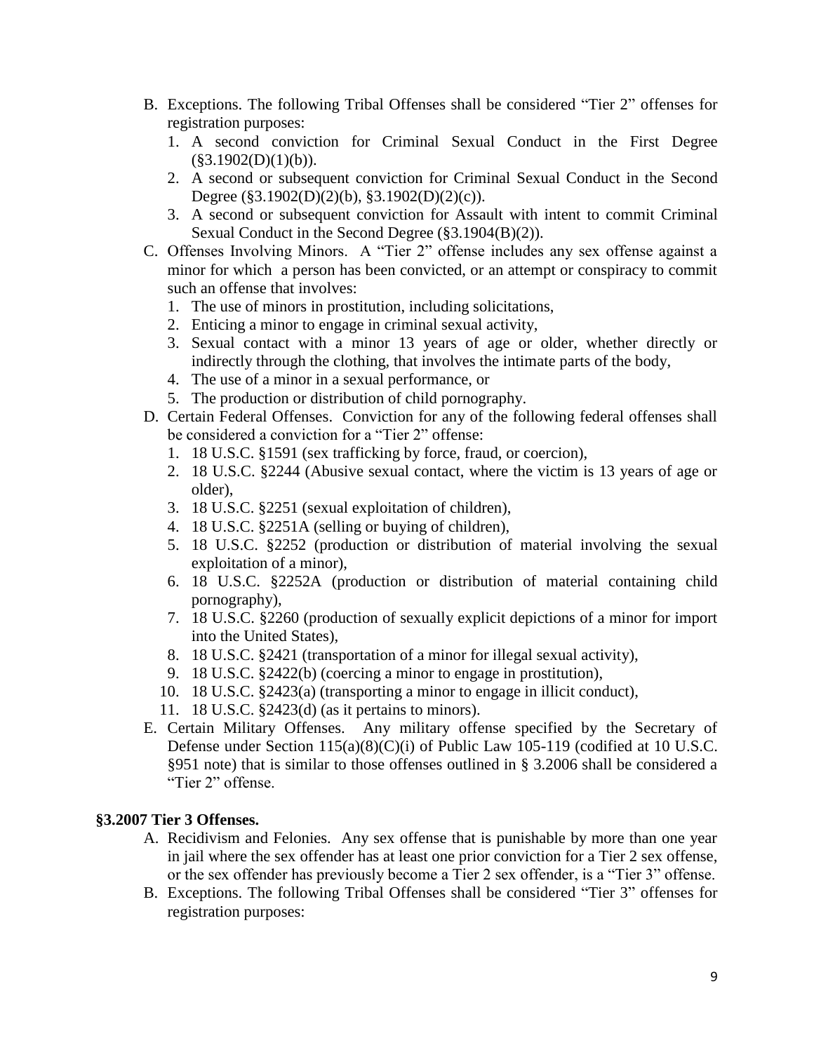B. Exceptions. The following Tribal Offenses shall be considered "Tier 2" offenses for registration purposes:
   1. A second conviction for Criminal Sexual Conduct in the First Degree (§3.1902(D)(1)(b)).
   2. A second or subsequent conviction for Criminal Sexual Conduct in the Second Degree (§3.1902(D)(2)(b), §3.1902(D)(2)(c)).
   3. A second or subsequent conviction for Assault with intent to commit Criminal Sexual Conduct in the Second Degree (§3.1904(B)(2)).

C. Offenses Involving Minors. A "Tier 2" offense includes any sex offense against a minor for which a person has been convicted, or an attempt or conspiracy to commit such an offense that involves:
   1. The use of minors in prostitution, including solicitations,
   2. Enticing a minor to engage in criminal sexual activity,
   3. Sexual contact with a minor 13 years of age or older, whether directly or indirectly through the clothing, that involves the intimate parts of the body,
   4. The use of a minor in a sexual performance, or
   5. The production or distribution of child pornography.

D. Certain Federal Offenses. Conviction for any of the following federal offenses shall be considered a conviction for a "Tier 2" offense:
   1. 18 U.S.C. §1591 (sex trafficking by force, fraud, or coercion),
   2. 18 U.S.C. §2244 (Abusive sexual contact, where the victim is 13 years of age or older),
   3. 18 U.S.C. §2251 (sexual exploitation of children),
   4. 18 U.S.C. §2251A (selling or buying of children),
   5. 18 U.S.C. §2252 (production or distribution of material involving the sexual exploitation of a minor),
   6. 18 U.S.C. §2252A (production or distribution of material containing child pornography),
   7. 18 U.S.C. §2260 (production of sexually explicit depictions of a minor for import into the United States),
   8. 18 U.S.C. §2421 (transportation of a minor for illegal sexual activity),
   9. 18 U.S.C. §2422(b) (coercing a minor to engage in prostitution),
   10. 18 U.S.C. §2423(a) (transporting a minor to engage in illicit conduct),
   11. 18 U.S.C. §2423(d) (as it pertains to minors).

E. Certain Military Offenses. Any military offense specified by the Secretary of Defense under Section 115(a)(8)(C)(i) of Public Law 105-119 (codified at 10 U.S.C. §951 note) that is similar to those offenses outlined in § 3.2006 shall be considered a "Tier 2" offense.

**§3.2007 Tier 3 Offenses.**

A. Recidivism and Felonies. Any sex offense that is punishable by more than one year in jail where the sex offender has at least one prior conviction for a Tier 2 sex offense, or the sex offender has previously become a Tier 2 sex offender, is a "Tier 3" offense.

B. Exceptions. The following Tribal Offenses shall be considered "Tier 3" offenses for registration purposes: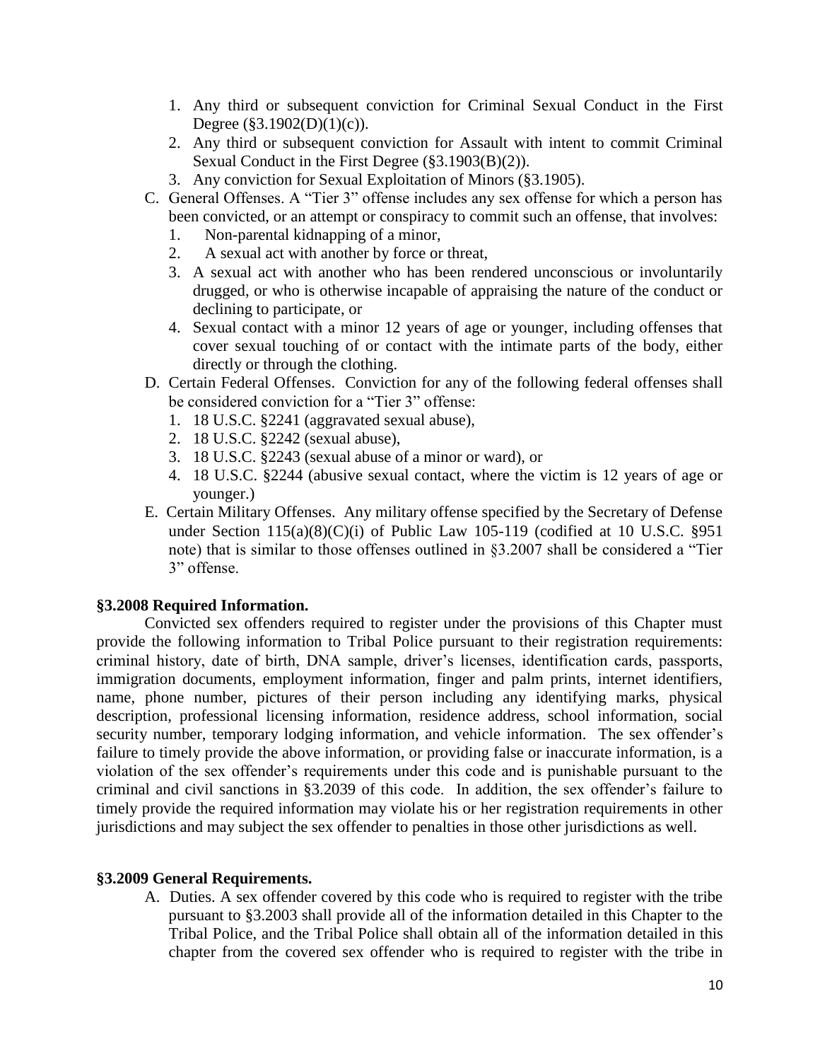1. Any third or subsequent conviction for Criminal Sexual Conduct in the First Degree (§3.1902(D)(1)(c)).
2. Any third or subsequent conviction for Assault with intent to commit Criminal Sexual Conduct in the First Degree (§3.1903(B)(2)).
3. Any conviction for Sexual Exploitation of Minors (§3.1905).

C. General Offenses. A "Tier 3" offense includes any sex offense for which a person has been convicted, or an attempt or conspiracy to commit such an offense, that involves:
   1. Non-parental kidnapping of a minor,
   2. A sexual act with another by force or threat,
   3. A sexual act with another who has been rendered unconscious or involuntarily drugged, or who is otherwise incapable of appraising the nature of the conduct or declining to participate, or
   4. Sexual contact with a minor 12 years of age or younger, including offenses that cover sexual touching of or contact with the intimate parts of the body, either directly or through the clothing.

D. Certain Federal Offenses. Conviction for any of the following federal offenses shall be considered conviction for a "Tier 3" offense:
   1. 18 U.S.C. §2241 (aggravated sexual abuse),
   2. 18 U.S.C. §2242 (sexual abuse),
   3. 18 U.S.C. §2243 (sexual abuse of a minor or ward), or
   4. 18 U.S.C. §2244 (abusive sexual contact, where the victim is 12 years of age or younger.)

E. Certain Military Offenses. Any military offense specified by the Secretary of Defense under Section 115(a)(8)(C)(i) of Public Law 105-119 (codified at 10 U.S.C. §951 note) that is similar to those offenses outlined in §3.2007 shall be considered a "Tier 3" offense.

**§3.2008 Required Information.**

Convicted sex offenders required to register under the provisions of this Chapter must provide the following information to Tribal Police pursuant to their registration requirements: criminal history, date of birth, DNA sample, driver's licenses, identification cards, passports, immigration documents, employment information, finger and palm prints, internet identifiers, name, phone number, pictures of their person including any identifying marks, physical description, professional licensing information, residence address, school information, social security number, temporary lodging information, and vehicle information. The sex offender's failure to timely provide the above information, or providing false or inaccurate information, is a violation of the sex offender's requirements under this code and is punishable pursuant to the criminal and civil sanctions in §3.2039 of this code. In addition, the sex offender's failure to timely provide the required information may violate his or her registration requirements in other jurisdictions and may subject the sex offender to penalties in those other jurisdictions as well.

**§3.2009 General Requirements.**

A. Duties. A sex offender covered by this code who is required to register with the tribe pursuant to §3.2003 shall provide all of the information detailed in this Chapter to the Tribal Police, and the Tribal Police shall obtain all of the information detailed in this chapter from the covered sex offender who is required to register with the tribe in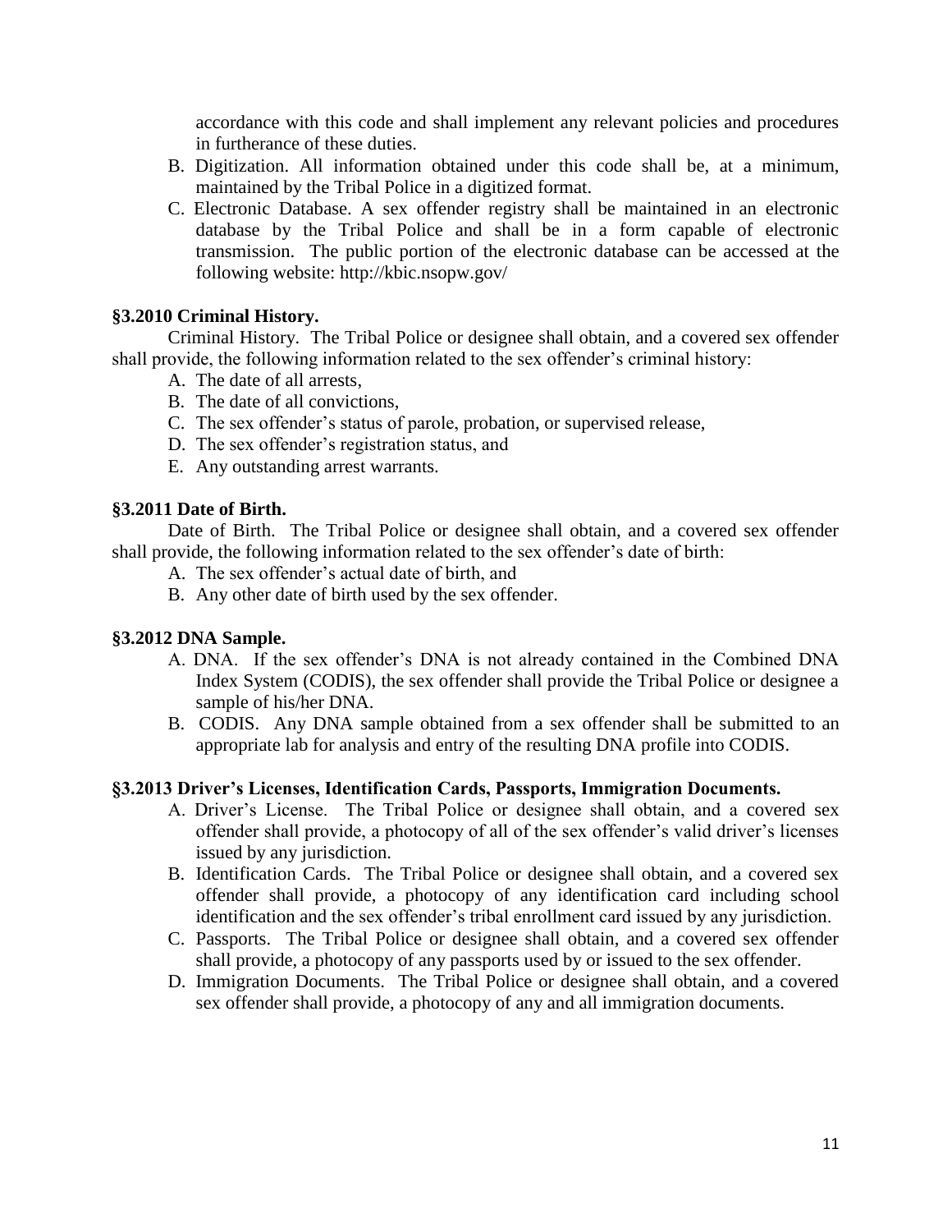accordance with this code and shall implement any relevant policies and procedures in furtherance of these duties.

B. Digitization. All information obtained under this code shall be, at a minimum, maintained by the Tribal Police in a digitized format.

C. Electronic Database. A sex offender registry shall be maintained in an electronic database by the Tribal Police and shall be in a form capable of electronic transmission. The public portion of the electronic database can be accessed at the following website: http://kbic.nsopw.gov/

**§3.2010 Criminal History.**

Criminal History. The Tribal Police or designee shall obtain, and a covered sex offender shall provide, the following information related to the sex offender's criminal history:

A. The date of all arrests,
B. The date of all convictions,
C. The sex offender's status of parole, probation, or supervised release,
D. The sex offender's registration status, and
E. Any outstanding arrest warrants.

**§3.2011 Date of Birth.**

Date of Birth. The Tribal Police or designee shall obtain, and a covered sex offender shall provide, the following information related to the sex offender's date of birth:

A. The sex offender's actual date of birth, and
B. Any other date of birth used by the sex offender.

**§3.2012 DNA Sample.**

A. DNA. If the sex offender's DNA is not already contained in the Combined DNA Index System (CODIS), the sex offender shall provide the Tribal Police or designee a sample of his/her DNA.

B. CODIS. Any DNA sample obtained from a sex offender shall be submitted to an appropriate lab for analysis and entry of the resulting DNA profile into CODIS.

**§3.2013 Driver's Licenses, Identification Cards, Passports, Immigration Documents.**

A. Driver's License. The Tribal Police or designee shall obtain, and a covered sex offender shall provide, a photocopy of all of the sex offender's valid driver's licenses issued by any jurisdiction.

B. Identification Cards. The Tribal Police or designee shall obtain, and a covered sex offender shall provide, a photocopy of any identification card including school identification and the sex offender's tribal enrollment card issued by any jurisdiction.

C. Passports. The Tribal Police or designee shall obtain, and a covered sex offender shall provide, a photocopy of any passports used by or issued to the sex offender.

D. Immigration Documents. The Tribal Police or designee shall obtain, and a covered sex offender shall provide, a photocopy of any and all immigration documents.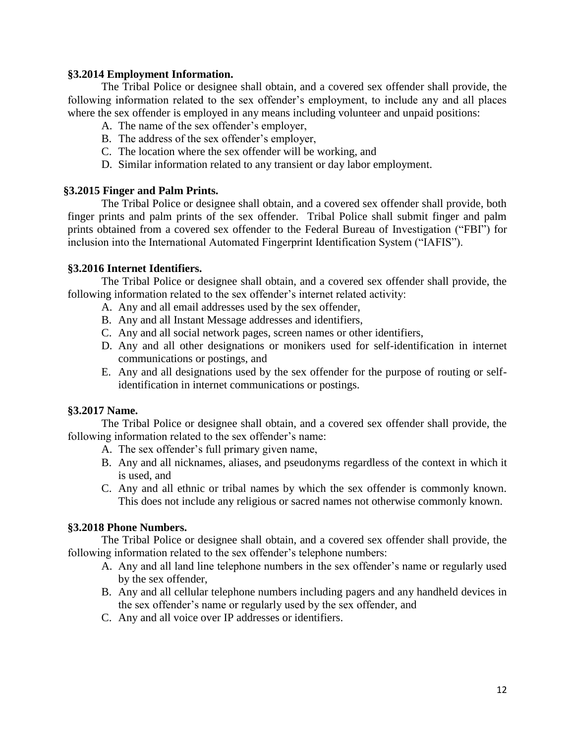### §3.2014 Employment Information.

The Tribal Police or designee shall obtain, and a covered sex offender shall provide, the following information related to the sex offender's employment, to include any and all places where the sex offender is employed in any means including volunteer and unpaid positions:

A. The name of the sex offender's employer,
B. The address of the sex offender's employer,
C. The location where the sex offender will be working, and
D. Similar information related to any transient or day labor employment.

### §3.2015 Finger and Palm Prints.

The Tribal Police or designee shall obtain, and a covered sex offender shall provide, both finger prints and palm prints of the sex offender. Tribal Police shall submit finger and palm prints obtained from a covered sex offender to the Federal Bureau of Investigation ("FBI") for inclusion into the International Automated Fingerprint Identification System ("IAFIS").

### §3.2016 Internet Identifiers.

The Tribal Police or designee shall obtain, and a covered sex offender shall provide, the following information related to the sex offender's internet related activity:

A. Any and all email addresses used by the sex offender,
B. Any and all Instant Message addresses and identifiers,
C. Any and all social network pages, screen names or other identifiers,
D. Any and all other designations or monikers used for self-identification in internet communications or postings, and
E. Any and all designations used by the sex offender for the purpose of routing or self-identification in internet communications or postings.

### §3.2017 Name.

The Tribal Police or designee shall obtain, and a covered sex offender shall provide, the following information related to the sex offender's name:

A. The sex offender's full primary given name,
B. Any and all nicknames, aliases, and pseudonyms regardless of the context in which it is used, and
C. Any and all ethnic or tribal names by which the sex offender is commonly known. This does not include any religious or sacred names not otherwise commonly known.

### §3.2018 Phone Numbers.

The Tribal Police or designee shall obtain, and a covered sex offender shall provide, the following information related to the sex offender's telephone numbers:

A. Any and all land line telephone numbers in the sex offender's name or regularly used by the sex offender,
B. Any and all cellular telephone numbers including pagers and any handheld devices in the sex offender's name or regularly used by the sex offender, and
C. Any and all voice over IP addresses or identifiers.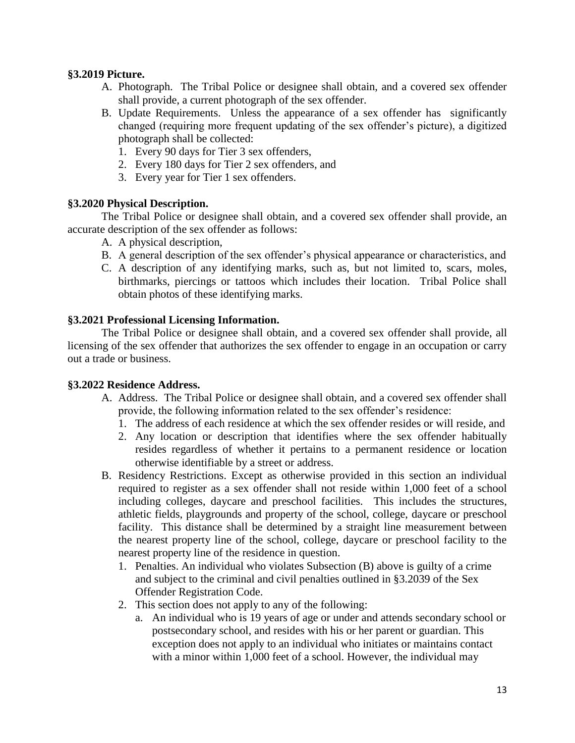**§3.2019 Picture.**

A. Photograph. The Tribal Police or designee shall obtain, and a covered sex offender shall provide, a current photograph of the sex offender.

B. Update Requirements. Unless the appearance of a sex offender has significantly changed (requiring more frequent updating of the sex offender's picture), a digitized photograph shall be collected:
   1. Every 90 days for Tier 3 sex offenders,
   2. Every 180 days for Tier 2 sex offenders, and
   3. Every year for Tier 1 sex offenders.

**§3.2020 Physical Description.**

The Tribal Police or designee shall obtain, and a covered sex offender shall provide, an accurate description of the sex offender as follows:

A. A physical description,

B. A general description of the sex offender's physical appearance or characteristics, and

C. A description of any identifying marks, such as, but not limited to, scars, moles, birthmarks, piercings or tattoos which includes their location. Tribal Police shall obtain photos of these identifying marks.

**§3.2021 Professional Licensing Information.**

The Tribal Police or designee shall obtain, and a covered sex offender shall provide, all licensing of the sex offender that authorizes the sex offender to engage in an occupation or carry out a trade or business.

**§3.2022 Residence Address.**

A. Address. The Tribal Police or designee shall obtain, and a covered sex offender shall provide, the following information related to the sex offender's residence:
   1. The address of each residence at which the sex offender resides or will reside, and
   2. Any location or description that identifies where the sex offender habitually resides regardless of whether it pertains to a permanent residence or location otherwise identifiable by a street or address.

B. Residency Restrictions. Except as otherwise provided in this section an individual required to register as a sex offender shall not reside within 1,000 feet of a school including colleges, daycare and preschool facilities. This includes the structures, athletic fields, playgrounds and property of the school, college, daycare or preschool facility. This distance shall be determined by a straight line measurement between the nearest property line of the school, college, daycare or preschool facility to the nearest property line of the residence in question.
   1. Penalties. An individual who violates Subsection (B) above is guilty of a crime and subject to the criminal and civil penalties outlined in §3.2039 of the Sex Offender Registration Code.
   2. This section does not apply to any of the following:
      a. An individual who is 19 years of age or under and attends secondary school or postsecondary school, and resides with his or her parent or guardian. This exception does not apply to an individual who initiates or maintains contact with a minor within 1,000 feet of a school. However, the individual may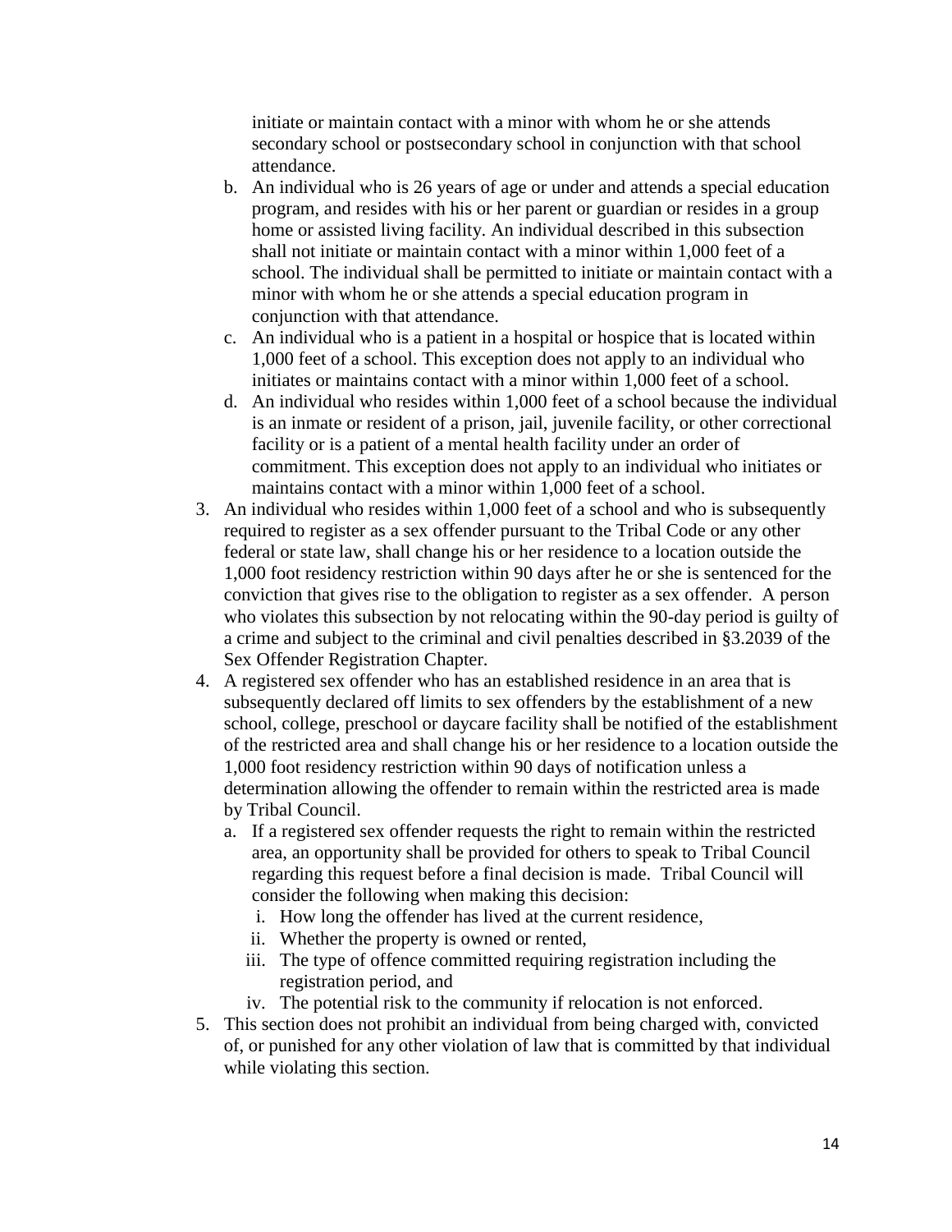initiate or maintain contact with a minor with whom he or she attends secondary school or postsecondary school in conjunction with that school attendance.

   b. An individual who is 26 years of age or under and attends a special education program, and resides with his or her parent or guardian or resides in a group home or assisted living facility. An individual described in this subsection shall not initiate or maintain contact with a minor within 1,000 feet of a school. The individual shall be permitted to initiate or maintain contact with a minor with whom he or she attends a special education program in conjunction with that attendance.
   c. An individual who is a patient in a hospital or hospice that is located within 1,000 feet of a school. This exception does not apply to an individual who initiates or maintains contact with a minor within 1,000 feet of a school.
   d. An individual who resides within 1,000 feet of a school because the individual is an inmate or resident of a prison, jail, juvenile facility, or other correctional facility or is a patient of a mental health facility under an order of commitment. This exception does not apply to an individual who initiates or maintains contact with a minor within 1,000 feet of a school.

3. An individual who resides within 1,000 feet of a school and who is subsequently required to register as a sex offender pursuant to the Tribal Code or any other federal or state law, shall change his or her residence to a location outside the 1,000 foot residency restriction within 90 days after he or she is sentenced for the conviction that gives rise to the obligation to register as a sex offender. A person who violates this subsection by not relocating within the 90-day period is guilty of a crime and subject to the criminal and civil penalties described in §3.2039 of the Sex Offender Registration Chapter.
4. A registered sex offender who has an established residence in an area that is subsequently declared off limits to sex offenders by the establishment of a new school, college, preschool or daycare facility shall be notified of the establishment of the restricted area and shall change his or her residence to a location outside the 1,000 foot residency restriction within 90 days of notification unless a determination allowing the offender to remain within the restricted area is made by Tribal Council.
   a. If a registered sex offender requests the right to remain within the restricted area, an opportunity shall be provided for others to speak to Tribal Council regarding this request before a final decision is made. Tribal Council will consider the following when making this decision:
      i. How long the offender has lived at the current residence,
      ii. Whether the property is owned or rented,
      iii. The type of offence committed requiring registration including the registration period, and
      iv. The potential risk to the community if relocation is not enforced.
5. This section does not prohibit an individual from being charged with, convicted of, or punished for any other violation of law that is committed by that individual while violating this section.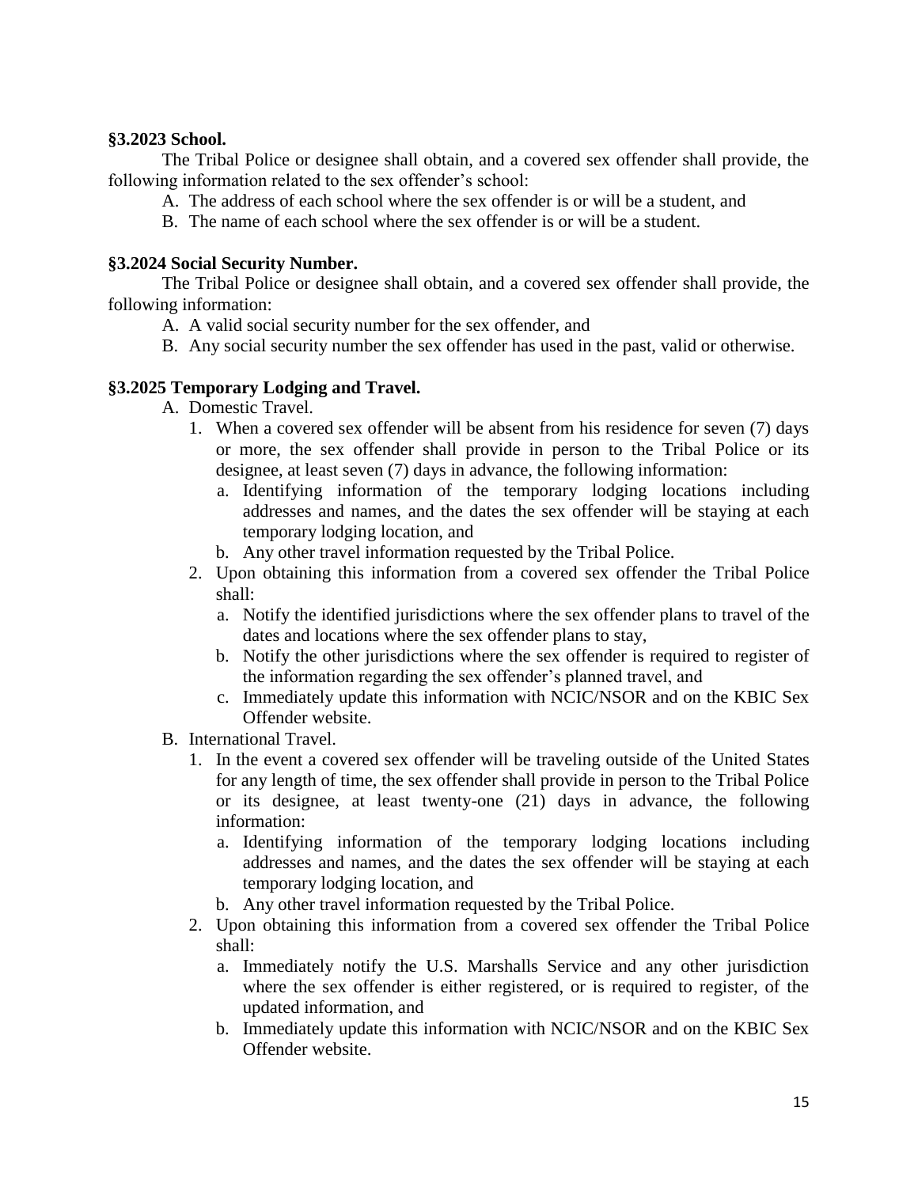**§3.2023 School.**

The Tribal Police or designee shall obtain, and a covered sex offender shall provide, the following information related to the sex offender's school:

A. The address of each school where the sex offender is or will be a student, and
B. The name of each school where the sex offender is or will be a student.

**§3.2024 Social Security Number.**

The Tribal Police or designee shall obtain, and a covered sex offender shall provide, the following information:

A. A valid social security number for the sex offender, and
B. Any social security number the sex offender has used in the past, valid or otherwise.

**§3.2025 Temporary Lodging and Travel.**

A. Domestic Travel.
   1. When a covered sex offender will be absent from his residence for seven (7) days or more, the sex offender shall provide in person to the Tribal Police or its designee, at least seven (7) days in advance, the following information:
      a. Identifying information of the temporary lodging locations including addresses and names, and the dates the sex offender will be staying at each temporary lodging location, and
      b. Any other travel information requested by the Tribal Police.
   2. Upon obtaining this information from a covered sex offender the Tribal Police shall:
      a. Notify the identified jurisdictions where the sex offender plans to travel of the dates and locations where the sex offender plans to stay,
      b. Notify the other jurisdictions where the sex offender is required to register of the information regarding the sex offender's planned travel, and
      c. Immediately update this information with NCIC/NSOR and on the KBIC Sex Offender website.
B. International Travel.
   1. In the event a covered sex offender will be traveling outside of the United States for any length of time, the sex offender shall provide in person to the Tribal Police or its designee, at least twenty-one (21) days in advance, the following information:
      a. Identifying information of the temporary lodging locations including addresses and names, and the dates the sex offender will be staying at each temporary lodging location, and
      b. Any other travel information requested by the Tribal Police.
   2. Upon obtaining this information from a covered sex offender the Tribal Police shall:
      a. Immediately notify the U.S. Marshalls Service and any other jurisdiction where the sex offender is either registered, or is required to register, of the updated information, and
      b. Immediately update this information with NCIC/NSOR and on the KBIC Sex Offender website.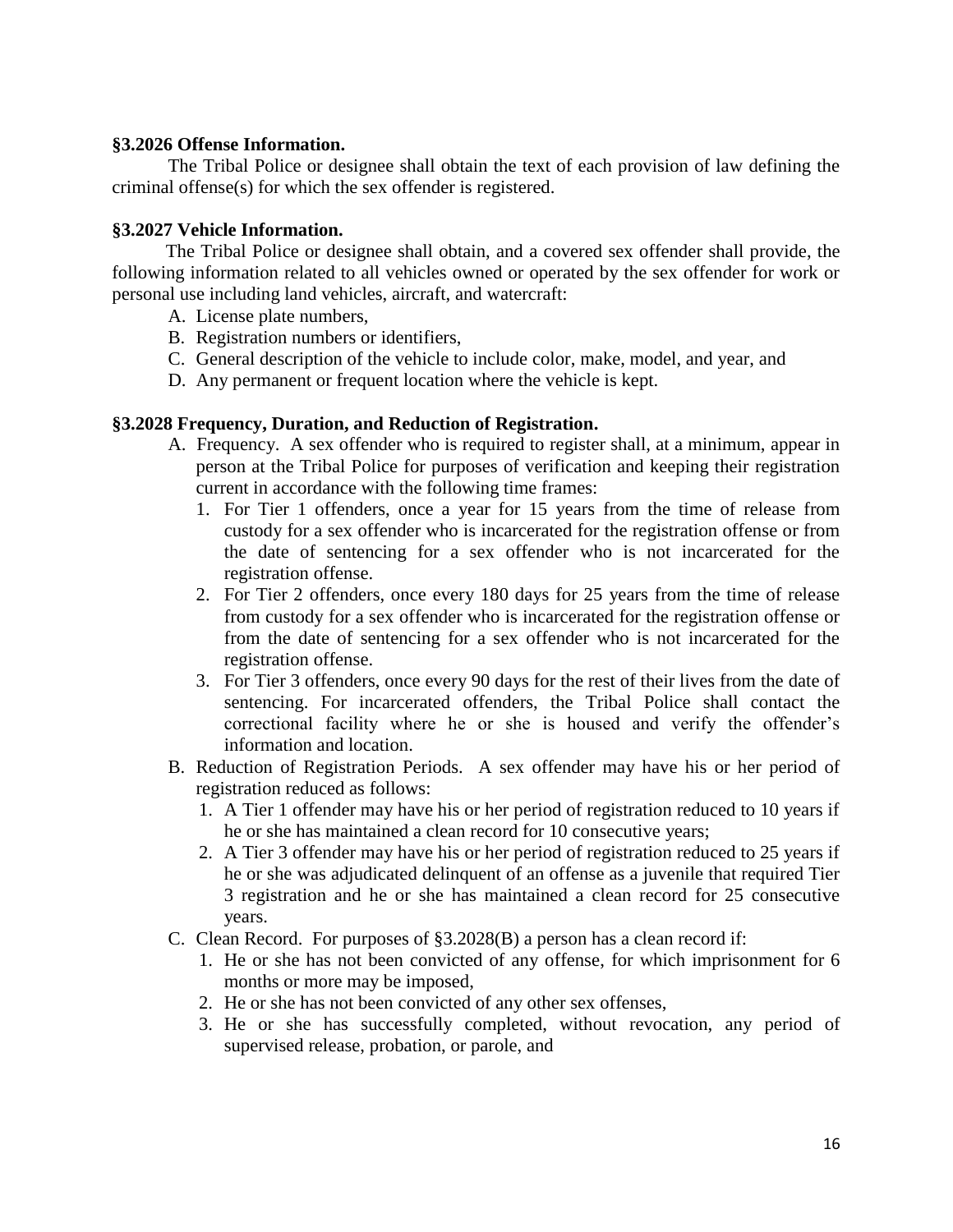**§3.2026 Offense Information.**

The Tribal Police or designee shall obtain the text of each provision of law defining the criminal offense(s) for which the sex offender is registered.

**§3.2027 Vehicle Information.**

The Tribal Police or designee shall obtain, and a covered sex offender shall provide, the following information related to all vehicles owned or operated by the sex offender for work or personal use including land vehicles, aircraft, and watercraft:

A. License plate numbers,
B. Registration numbers or identifiers,
C. General description of the vehicle to include color, make, model, and year, and
D. Any permanent or frequent location where the vehicle is kept.

**§3.2028 Frequency, Duration, and Reduction of Registration.**

A. Frequency. A sex offender who is required to register shall, at a minimum, appear in person at the Tribal Police for purposes of verification and keeping their registration current in accordance with the following time frames:
   1. For Tier 1 offenders, once a year for 15 years from the time of release from custody for a sex offender who is incarcerated for the registration offense or from the date of sentencing for a sex offender who is not incarcerated for the registration offense.
   2. For Tier 2 offenders, once every 180 days for 25 years from the time of release from custody for a sex offender who is incarcerated for the registration offense or from the date of sentencing for a sex offender who is not incarcerated for the registration offense.
   3. For Tier 3 offenders, once every 90 days for the rest of their lives from the date of sentencing. For incarcerated offenders, the Tribal Police shall contact the correctional facility where he or she is housed and verify the offender's information and location.

B. Reduction of Registration Periods. A sex offender may have his or her period of registration reduced as follows:
   1. A Tier 1 offender may have his or her period of registration reduced to 10 years if he or she has maintained a clean record for 10 consecutive years;
   2. A Tier 3 offender may have his or her period of registration reduced to 25 years if he or she was adjudicated delinquent of an offense as a juvenile that required Tier 3 registration and he or she has maintained a clean record for 25 consecutive years.

C. Clean Record. For purposes of §3.2028(B) a person has a clean record if:
   1. He or she has not been convicted of any offense, for which imprisonment for 6 months or more may be imposed,
   2. He or she has not been convicted of any other sex offenses,
   3. He or she has successfully completed, without revocation, any period of supervised release, probation, or parole, and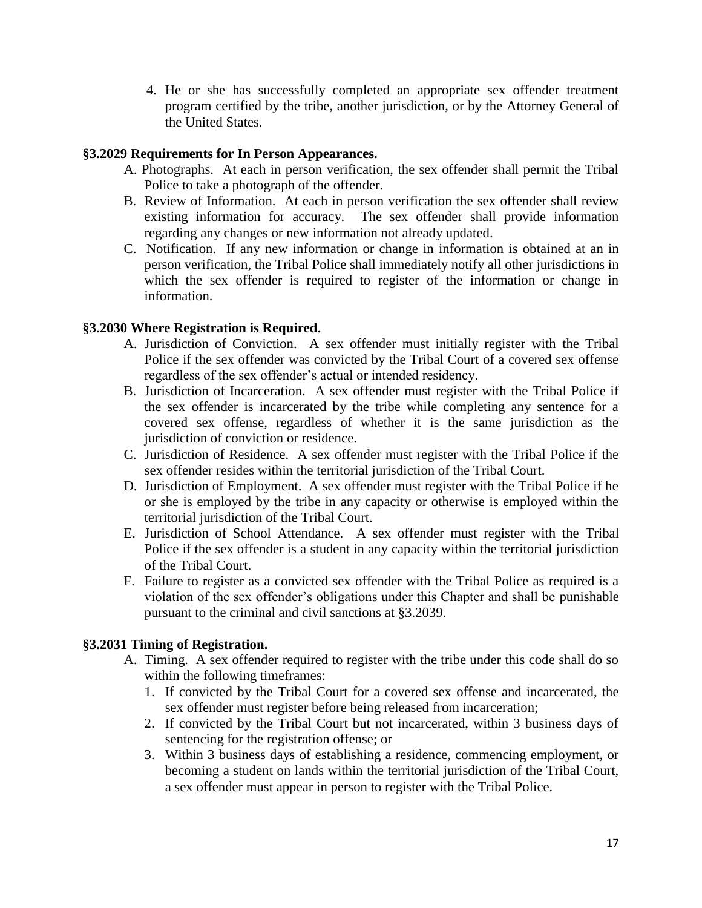4. He or she has successfully completed an appropriate sex offender treatment program certified by the tribe, another jurisdiction, or by the Attorney General of the United States.

**§3.2029 Requirements for In Person Appearances.**

A. Photographs. At each in person verification, the sex offender shall permit the Tribal Police to take a photograph of the offender.

B. Review of Information. At each in person verification the sex offender shall review existing information for accuracy. The sex offender shall provide information regarding any changes or new information not already updated.

C. Notification. If any new information or change in information is obtained at an in person verification, the Tribal Police shall immediately notify all other jurisdictions in which the sex offender is required to register of the information or change in information.

**§3.2030 Where Registration is Required.**

A. Jurisdiction of Conviction. A sex offender must initially register with the Tribal Police if the sex offender was convicted by the Tribal Court of a covered sex offense regardless of the sex offender's actual or intended residency.

B. Jurisdiction of Incarceration. A sex offender must register with the Tribal Police if the sex offender is incarcerated by the tribe while completing any sentence for a covered sex offense, regardless of whether it is the same jurisdiction as the jurisdiction of conviction or residence.

C. Jurisdiction of Residence. A sex offender must register with the Tribal Police if the sex offender resides within the territorial jurisdiction of the Tribal Court.

D. Jurisdiction of Employment. A sex offender must register with the Tribal Police if he or she is employed by the tribe in any capacity or otherwise is employed within the territorial jurisdiction of the Tribal Court.

E. Jurisdiction of School Attendance. A sex offender must register with the Tribal Police if the sex offender is a student in any capacity within the territorial jurisdiction of the Tribal Court.

F. Failure to register as a convicted sex offender with the Tribal Police as required is a violation of the sex offender's obligations under this Chapter and shall be punishable pursuant to the criminal and civil sanctions at §3.2039.

**§3.2031 Timing of Registration.**

A. Timing. A sex offender required to register with the tribe under this code shall do so within the following timeframes:

   1. If convicted by the Tribal Court for a covered sex offense and incarcerated, the sex offender must register before being released from incarceration;
   2. If convicted by the Tribal Court but not incarcerated, within 3 business days of sentencing for the registration offense; or
   3. Within 3 business days of establishing a residence, commencing employment, or becoming a student on lands within the territorial jurisdiction of the Tribal Court, a sex offender must appear in person to register with the Tribal Police.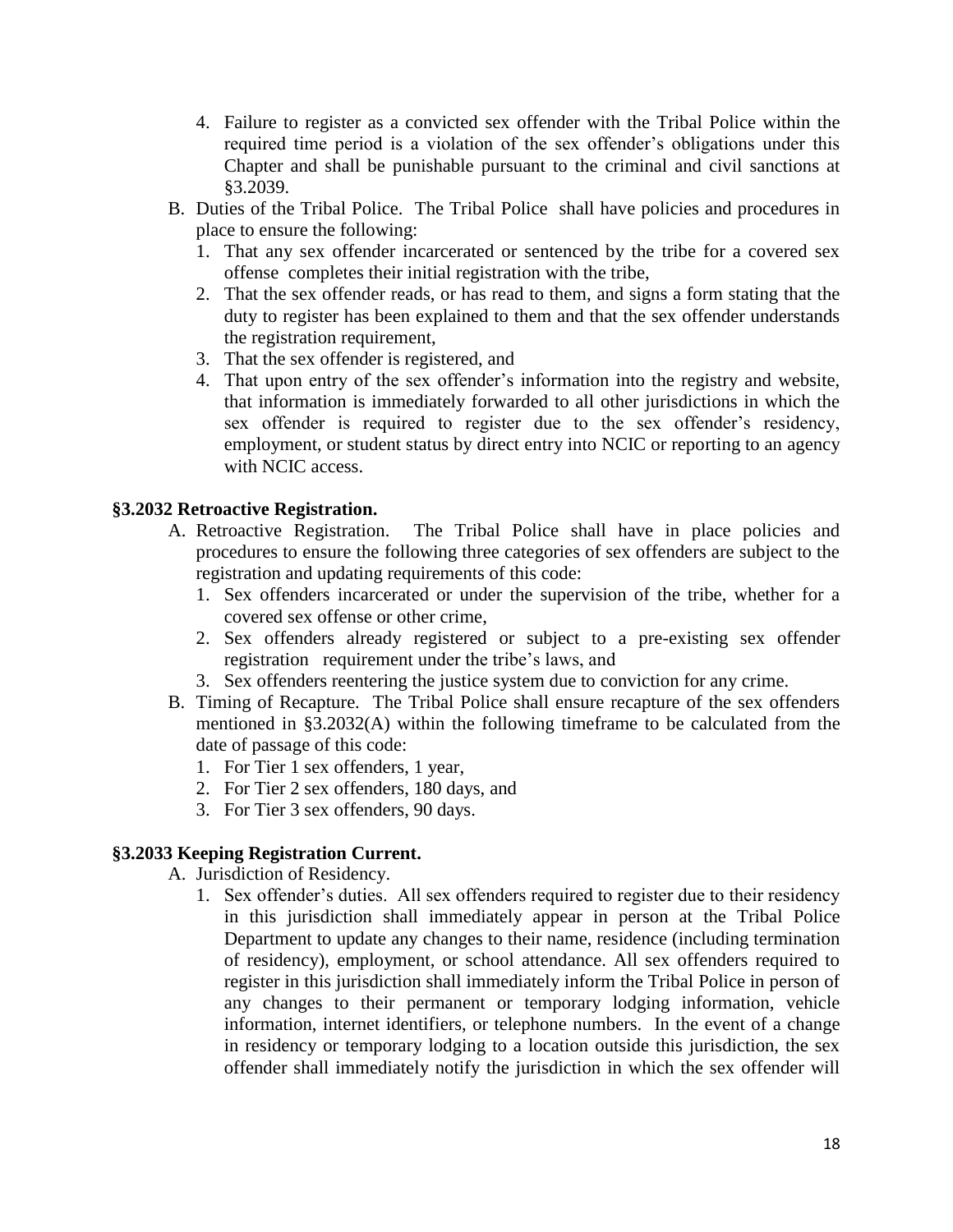4. Failure to register as a convicted sex offender with the Tribal Police within the required time period is a violation of the sex offender's obligations under this Chapter and shall be punishable pursuant to the criminal and civil sanctions at §3.2039.

B. Duties of the Tribal Police. The Tribal Police shall have policies and procedures in place to ensure the following:
   1. That any sex offender incarcerated or sentenced by the tribe for a covered sex offense completes their initial registration with the tribe,
   2. That the sex offender reads, or has read to them, and signs a form stating that the duty to register has been explained to them and that the sex offender understands the registration requirement,
   3. That the sex offender is registered, and
   4. That upon entry of the sex offender's information into the registry and website, that information is immediately forwarded to all other jurisdictions in which the sex offender is required to register due to the sex offender's residency, employment, or student status by direct entry into NCIC or reporting to an agency with NCIC access.

**§3.2032 Retroactive Registration.**

A. Retroactive Registration. The Tribal Police shall have in place policies and procedures to ensure the following three categories of sex offenders are subject to the registration and updating requirements of this code:
   1. Sex offenders incarcerated or under the supervision of the tribe, whether for a covered sex offense or other crime,
   2. Sex offenders already registered or subject to a pre-existing sex offender registration requirement under the tribe's laws, and
   3. Sex offenders reentering the justice system due to conviction for any crime.

B. Timing of Recapture. The Tribal Police shall ensure recapture of the sex offenders mentioned in §3.2032(A) within the following timeframe to be calculated from the date of passage of this code:
   1. For Tier 1 sex offenders, 1 year,
   2. For Tier 2 sex offenders, 180 days, and
   3. For Tier 3 sex offenders, 90 days.

**§3.2033 Keeping Registration Current.**

A. Jurisdiction of Residency.
   1. Sex offender's duties. All sex offenders required to register due to their residency in this jurisdiction shall immediately appear in person at the Tribal Police Department to update any changes to their name, residence (including termination of residency), employment, or school attendance. All sex offenders required to register in this jurisdiction shall immediately inform the Tribal Police in person of any changes to their permanent or temporary lodging information, vehicle information, internet identifiers, or telephone numbers. In the event of a change in residency or temporary lodging to a location outside this jurisdiction, the sex offender shall immediately notify the jurisdiction in which the sex offender will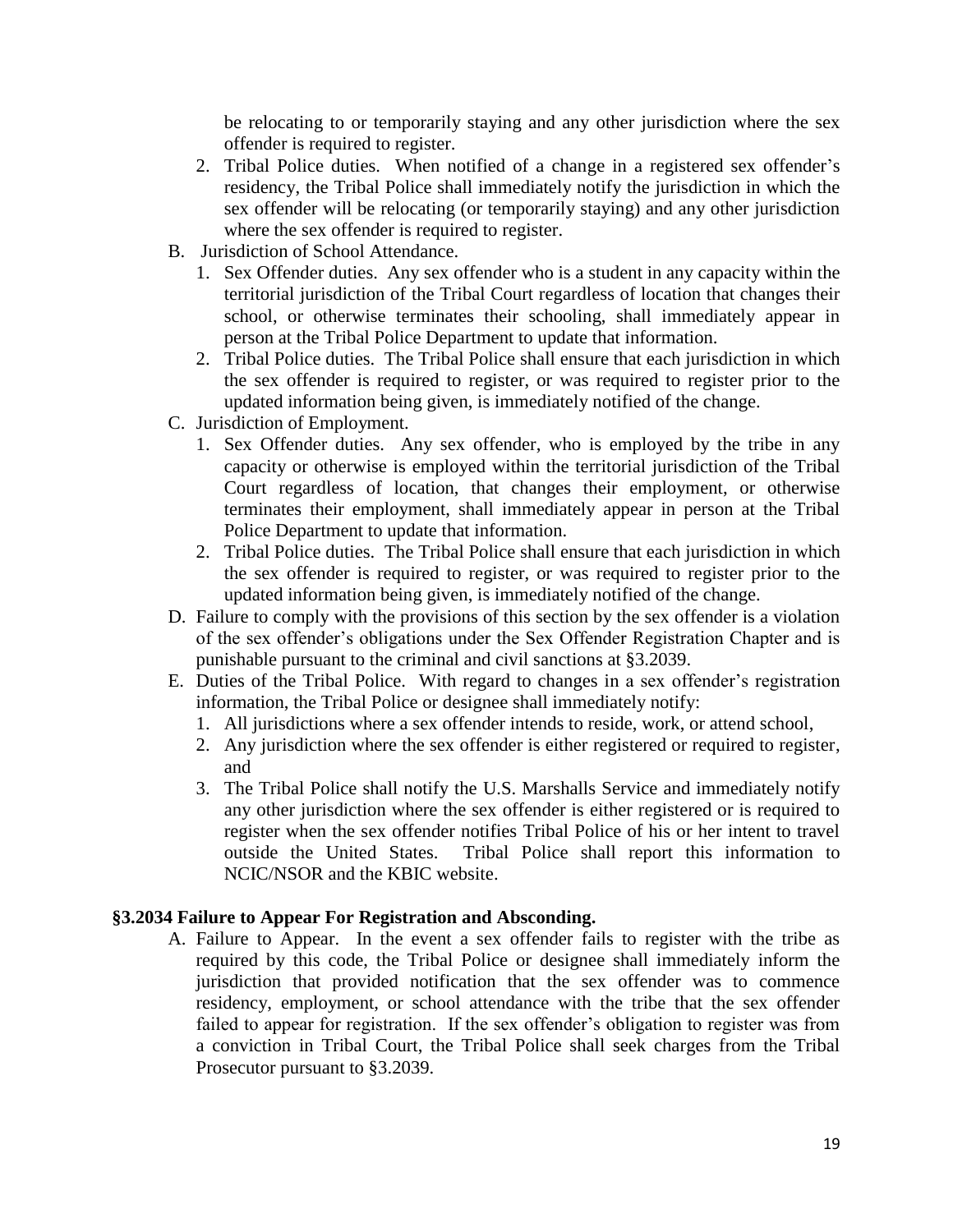be relocating to or temporarily staying and any other jurisdiction where the sex offender is required to register.

2. Tribal Police duties. When notified of a change in a registered sex offender's residency, the Tribal Police shall immediately notify the jurisdiction in which the sex offender will be relocating (or temporarily staying) and any other jurisdiction where the sex offender is required to register.

B. Jurisdiction of School Attendance.
   1. Sex Offender duties. Any sex offender who is a student in any capacity within the territorial jurisdiction of the Tribal Court regardless of location that changes their school, or otherwise terminates their schooling, shall immediately appear in person at the Tribal Police Department to update that information.
   2. Tribal Police duties. The Tribal Police shall ensure that each jurisdiction in which the sex offender is required to register, or was required to register prior to the updated information being given, is immediately notified of the change.

C. Jurisdiction of Employment.
   1. Sex Offender duties. Any sex offender, who is employed by the tribe in any capacity or otherwise is employed within the territorial jurisdiction of the Tribal Court regardless of location, that changes their employment, or otherwise terminates their employment, shall immediately appear in person at the Tribal Police Department to update that information.
   2. Tribal Police duties. The Tribal Police shall ensure that each jurisdiction in which the sex offender is required to register, or was required to register prior to the updated information being given, is immediately notified of the change.

D. Failure to comply with the provisions of this section by the sex offender is a violation of the sex offender's obligations under the Sex Offender Registration Chapter and is punishable pursuant to the criminal and civil sanctions at §3.2039.

E. Duties of the Tribal Police. With regard to changes in a sex offender's registration information, the Tribal Police or designee shall immediately notify:
   1. All jurisdictions where a sex offender intends to reside, work, or attend school,
   2. Any jurisdiction where the sex offender is either registered or required to register, and
   3. The Tribal Police shall notify the U.S. Marshalls Service and immediately notify any other jurisdiction where the sex offender is either registered or is required to register when the sex offender notifies Tribal Police of his or her intent to travel outside the United States. Tribal Police shall report this information to NCIC/NSOR and the KBIC website.

### §3.2034 Failure to Appear For Registration and Absconding.

A. Failure to Appear. In the event a sex offender fails to register with the tribe as required by this code, the Tribal Police or designee shall immediately inform the jurisdiction that provided notification that the sex offender was to commence residency, employment, or school attendance with the tribe that the sex offender failed to appear for registration. If the sex offender's obligation to register was from a conviction in Tribal Court, the Tribal Police shall seek charges from the Tribal Prosecutor pursuant to §3.2039.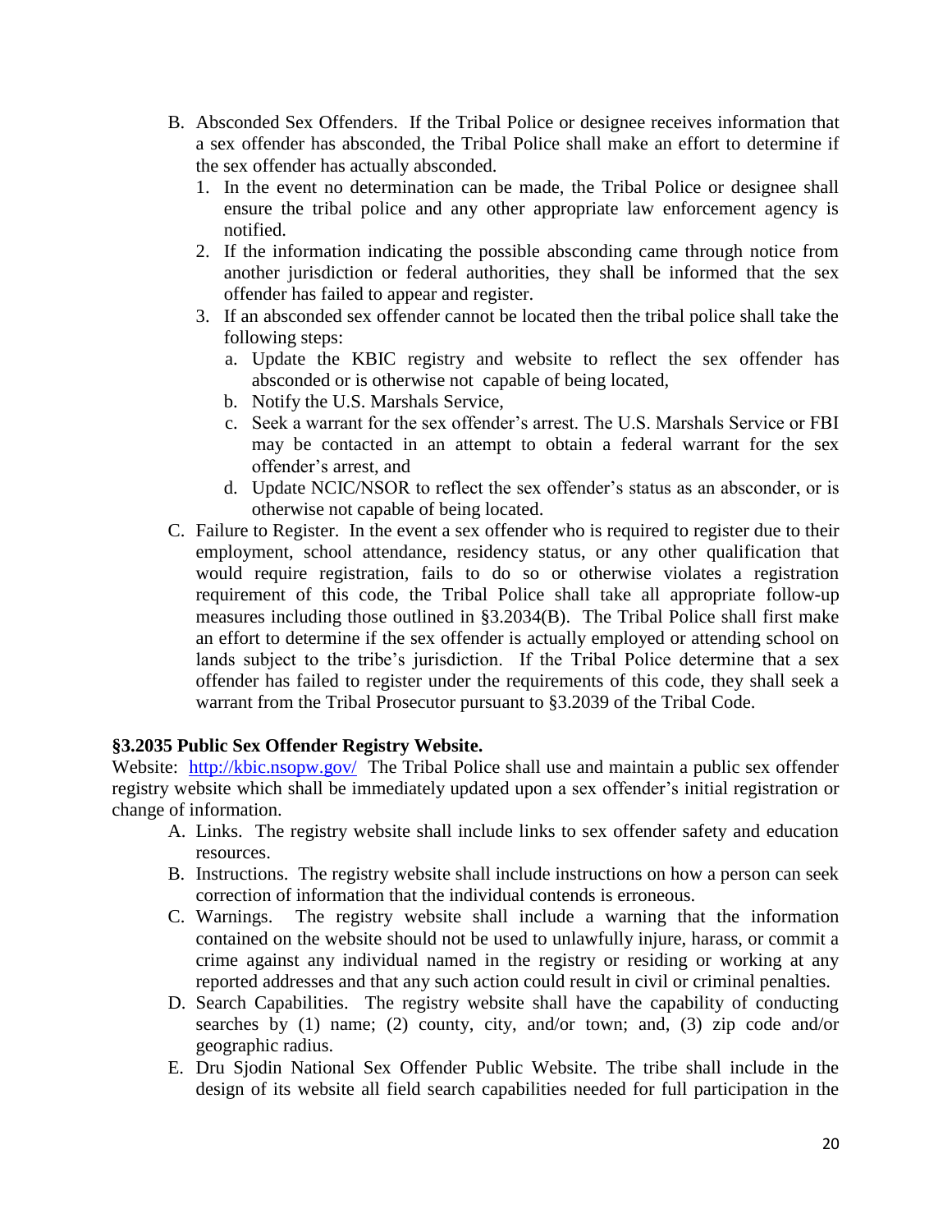B. Absconded Sex Offenders. If the Tribal Police or designee receives information that a sex offender has absconded, the Tribal Police shall make an effort to determine if the sex offender has actually absconded.
   1. In the event no determination can be made, the Tribal Police or designee shall ensure the tribal police and any other appropriate law enforcement agency is notified.
   2. If the information indicating the possible absconding came through notice from another jurisdiction or federal authorities, they shall be informed that the sex offender has failed to appear and register.
   3. If an absconded sex offender cannot be located then the tribal police shall take the following steps:
      a. Update the KBIC registry and website to reflect the sex offender has absconded or is otherwise not capable of being located,
      b. Notify the U.S. Marshals Service,
      c. Seek a warrant for the sex offender's arrest. The U.S. Marshals Service or FBI may be contacted in an attempt to obtain a federal warrant for the sex offender's arrest, and
      d. Update NCIC/NSOR to reflect the sex offender's status as an absconder, or is otherwise not capable of being located.

C. Failure to Register. In the event a sex offender who is required to register due to their employment, school attendance, residency status, or any other qualification that would require registration, fails to do so or otherwise violates a registration requirement of this code, the Tribal Police shall take all appropriate follow-up measures including those outlined in §3.2034(B). The Tribal Police shall first make an effort to determine if the sex offender is actually employed or attending school on lands subject to the tribe's jurisdiction. If the Tribal Police determine that a sex offender has failed to register under the requirements of this code, they shall seek a warrant from the Tribal Prosecutor pursuant to §3.2039 of the Tribal Code.

**§3.2035 Public Sex Offender Registry Website.**

Website: http://kbic.nsopw.gov/ The Tribal Police shall use and maintain a public sex offender registry website which shall be immediately updated upon a sex offender's initial registration or change of information.

A. Links. The registry website shall include links to sex offender safety and education resources.

B. Instructions. The registry website shall include instructions on how a person can seek correction of information that the individual contends is erroneous.

C. Warnings. The registry website shall include a warning that the information contained on the website should not be used to unlawfully injure, harass, or commit a crime against any individual named in the registry or residing or working at any reported addresses and that any such action could result in civil or criminal penalties.

D. Search Capabilities. The registry website shall have the capability of conducting searches by (1) name; (2) county, city, and/or town; and, (3) zip code and/or geographic radius.

E. Dru Sjodin National Sex Offender Public Website. The tribe shall include in the design of its website all field search capabilities needed for full participation in the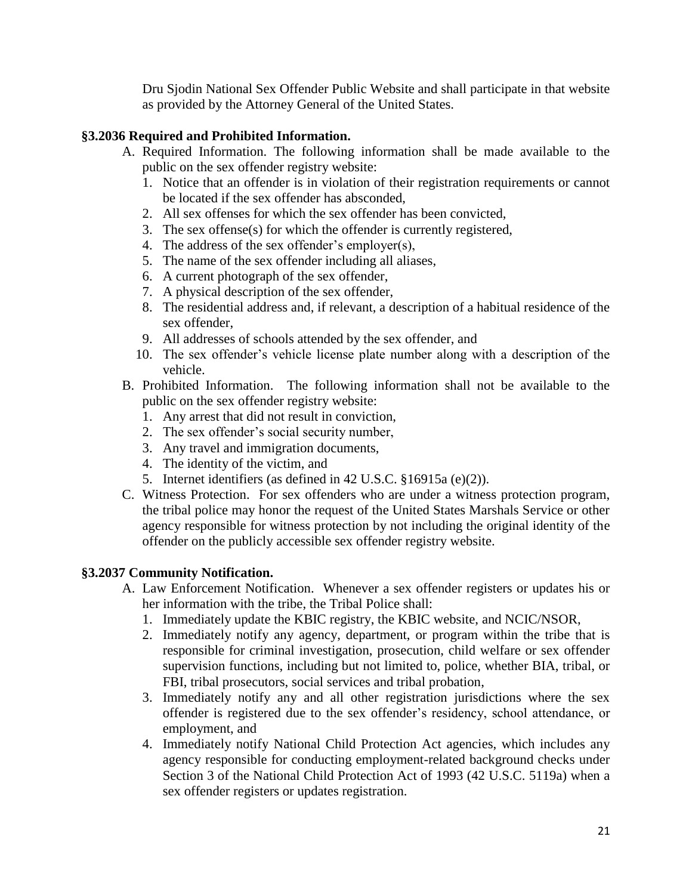Dru Sjodin National Sex Offender Public Website and shall participate in that website as provided by the Attorney General of the United States.

### §3.2036 Required and Prohibited Information.

A. Required Information. The following information shall be made available to the public on the sex offender registry website:
   1. Notice that an offender is in violation of their registration requirements or cannot be located if the sex offender has absconded,
   2. All sex offenses for which the sex offender has been convicted,
   3. The sex offense(s) for which the offender is currently registered,
   4. The address of the sex offender's employer(s),
   5. The name of the sex offender including all aliases,
   6. A current photograph of the sex offender,
   7. A physical description of the sex offender,
   8. The residential address and, if relevant, a description of a habitual residence of the sex offender,
   9. All addresses of schools attended by the sex offender, and
   10. The sex offender's vehicle license plate number along with a description of the vehicle.

B. Prohibited Information. The following information shall not be available to the public on the sex offender registry website:
   1. Any arrest that did not result in conviction,
   2. The sex offender's social security number,
   3. Any travel and immigration documents,
   4. The identity of the victim, and
   5. Internet identifiers (as defined in 42 U.S.C. §16915a (e)(2)).

C. Witness Protection. For sex offenders who are under a witness protection program, the tribal police may honor the request of the United States Marshals Service or other agency responsible for witness protection by not including the original identity of the offender on the publicly accessible sex offender registry website.

### §3.2037 Community Notification.

A. Law Enforcement Notification. Whenever a sex offender registers or updates his or her information with the tribe, the Tribal Police shall:
   1. Immediately update the KBIC registry, the KBIC website, and NCIC/NSOR,
   2. Immediately notify any agency, department, or program within the tribe that is responsible for criminal investigation, prosecution, child welfare or sex offender supervision functions, including but not limited to, police, whether BIA, tribal, or FBI, tribal prosecutors, social services and tribal probation,
   3. Immediately notify any and all other registration jurisdictions where the sex offender is registered due to the sex offender's residency, school attendance, or employment, and
   4. Immediately notify National Child Protection Act agencies, which includes any agency responsible for conducting employment-related background checks under Section 3 of the National Child Protection Act of 1993 (42 U.S.C. 5119a) when a sex offender registers or updates registration.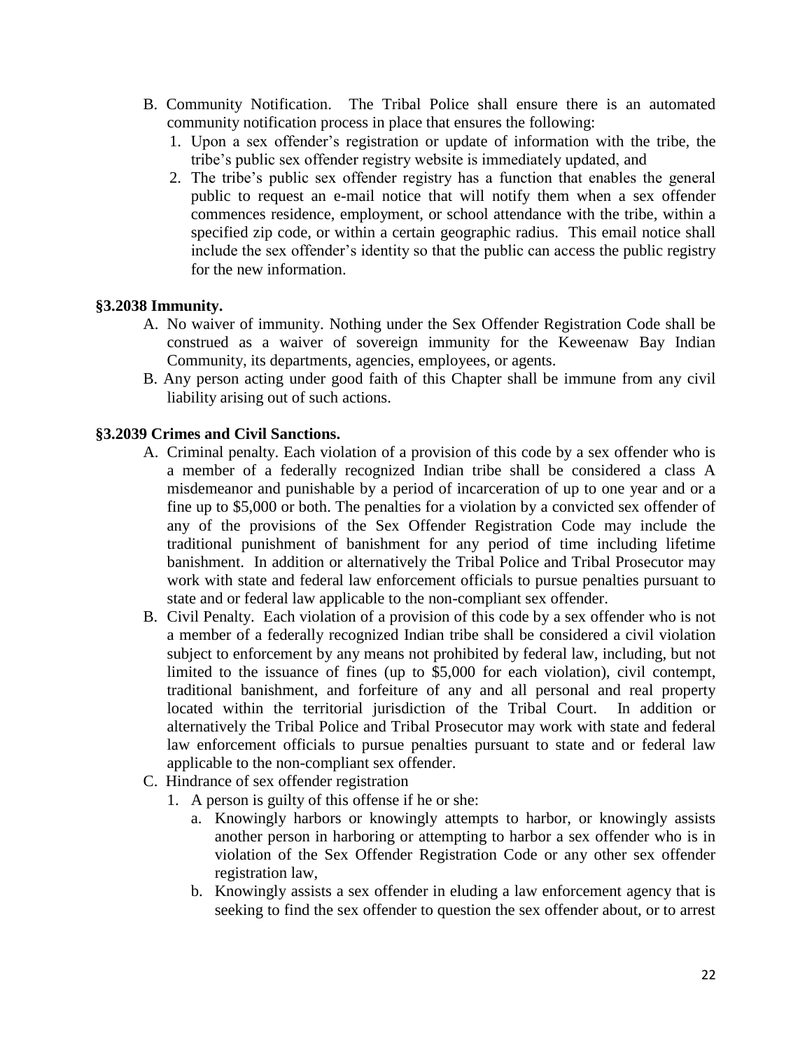B. Community Notification. The Tribal Police shall ensure there is an automated community notification process in place that ensures the following:
   1. Upon a sex offender's registration or update of information with the tribe, the tribe's public sex offender registry website is immediately updated, and
   2. The tribe's public sex offender registry has a function that enables the general public to request an e-mail notice that will notify them when a sex offender commences residence, employment, or school attendance with the tribe, within a specified zip code, or within a certain geographic radius. This email notice shall include the sex offender's identity so that the public can access the public registry for the new information.

**§3.2038 Immunity.**

A. No waiver of immunity. Nothing under the Sex Offender Registration Code shall be construed as a waiver of sovereign immunity for the Keweenaw Bay Indian Community, its departments, agencies, employees, or agents.

B. Any person acting under good faith of this Chapter shall be immune from any civil liability arising out of such actions.

**§3.2039 Crimes and Civil Sanctions.**

A. Criminal penalty. Each violation of a provision of this code by a sex offender who is a member of a federally recognized Indian tribe shall be considered a class A misdemeanor and punishable by a period of incarceration of up to one year and or a fine up to $5,000 or both. The penalties for a violation by a convicted sex offender of any of the provisions of the Sex Offender Registration Code may include the traditional punishment of banishment for any period of time including lifetime banishment. In addition or alternatively the Tribal Police and Tribal Prosecutor may work with state and federal law enforcement officials to pursue penalties pursuant to state and or federal law applicable to the non-compliant sex offender.

B. Civil Penalty. Each violation of a provision of this code by a sex offender who is not a member of a federally recognized Indian tribe shall be considered a civil violation subject to enforcement by any means not prohibited by federal law, including, but not limited to the issuance of fines (up to $5,000 for each violation), civil contempt, traditional banishment, and forfeiture of any and all personal and real property located within the territorial jurisdiction of the Tribal Court. In addition or alternatively the Tribal Police and Tribal Prosecutor may work with state and federal law enforcement officials to pursue penalties pursuant to state and or federal law applicable to the non-compliant sex offender.

C. Hindrance of sex offender registration
   1. A person is guilty of this offense if he or she:
      a. Knowingly harbors or knowingly attempts to harbor, or knowingly assists another person in harboring or attempting to harbor a sex offender who is in violation of the Sex Offender Registration Code or any other sex offender registration law,
      b. Knowingly assists a sex offender in eluding a law enforcement agency that is seeking to find the sex offender to question the sex offender about, or to arrest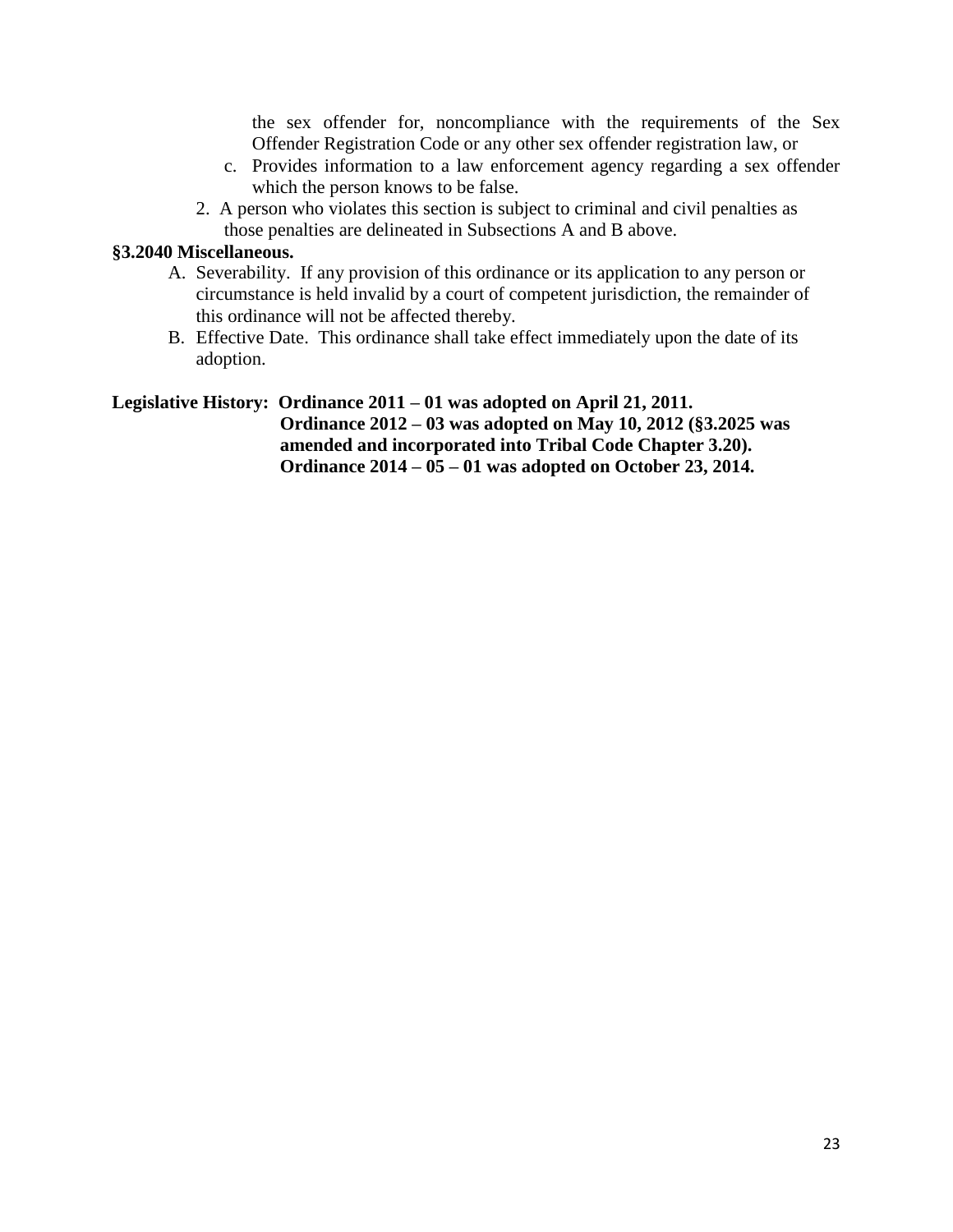the sex offender for, noncompliance with the requirements of the Sex Offender Registration Code or any other sex offender registration law, or

c. Provides information to a law enforcement agency regarding a sex offender which the person knows to be false.

2. A person who violates this section is subject to criminal and civil penalties as those penalties are delineated in Subsections A and B above.

**§3.2040 Miscellaneous.**

A. Severability. If any provision of this ordinance or its application to any person or circumstance is held invalid by a court of competent jurisdiction, the remainder of this ordinance will not be affected thereby.

B. Effective Date. This ordinance shall take effect immediately upon the date of its adoption.

**Legislative History: Ordinance 2011 – 01 was adopted on April 21, 2011.**
**Ordinance 2012 – 03 was adopted on May 10, 2012 (§3.2025 was amended and incorporated into Tribal Code Chapter 3.20).**
**Ordinance 2014 – 05 – 01 was adopted on October 23, 2014.**